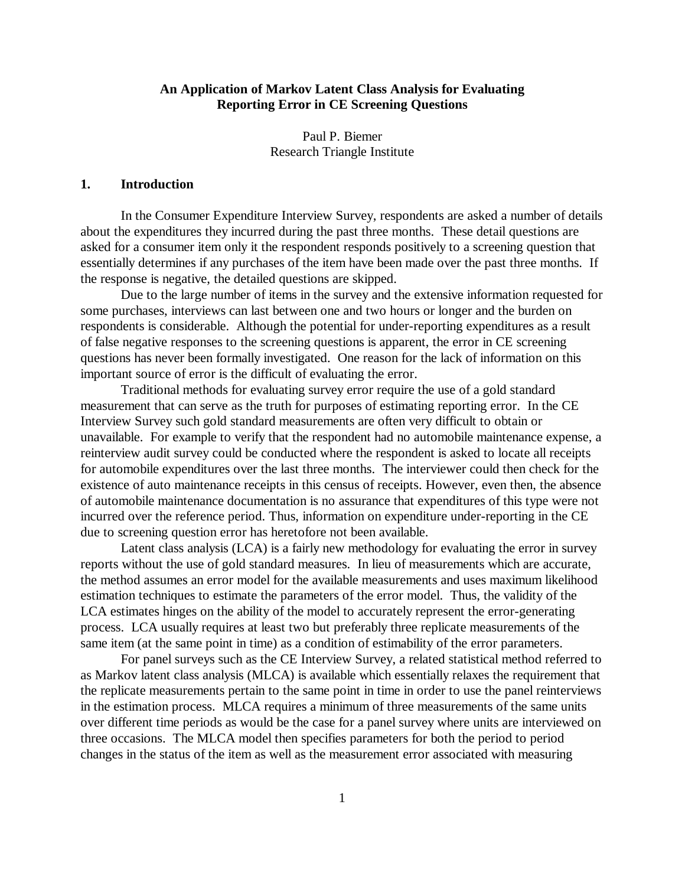# An Application of Markov Latent Class Analysis for Evaluating Reporting Error in CE Screening Questions

Paul P. Biemer
Research Triangle Institute

## 1. Introduction

In the Consumer Expenditure Interview Survey, respondents are asked a number of details about the expenditures they incurred during the past three months. These detail questions are asked for a consumer item only it the respondent responds positively to a screening question that essentially determines if any purchases of the item have been made over the past three months. If the response is negative, the detailed questions are skipped.

Due to the large number of items in the survey and the extensive information requested for some purchases, interviews can last between one and two hours or longer and the burden on respondents is considerable. Although the potential for under-reporting expenditures as a result of false negative responses to the screening questions is apparent, the error in CE screening questions has never been formally investigated. One reason for the lack of information on this important source of error is the difficult of evaluating the error.

Traditional methods for evaluating survey error require the use of a gold standard measurement that can serve as the truth for purposes of estimating reporting error. In the CE Interview Survey such gold standard measurements are often very difficult to obtain or unavailable. For example to verify that the respondent had no automobile maintenance expense, a reinterview audit survey could be conducted where the respondent is asked to locate all receipts for automobile expenditures over the last three months. The interviewer could then check for the existence of auto maintenance receipts in this census of receipts. However, even then, the absence of automobile maintenance documentation is no assurance that expenditures of this type were not incurred over the reference period. Thus, information on expenditure under-reporting in the CE due to screening question error has heretofore not been available.

Latent class analysis (LCA) is a fairly new methodology for evaluating the error in survey reports without the use of gold standard measures. In lieu of measurements which are accurate, the method assumes an error model for the available measurements and uses maximum likelihood estimation techniques to estimate the parameters of the error model. Thus, the validity of the LCA estimates hinges on the ability of the model to accurately represent the error-generating process. LCA usually requires at least two but preferably three replicate measurements of the same item (at the same point in time) as a condition of estimability of the error parameters.

For panel surveys such as the CE Interview Survey, a related statistical method referred to as Markov latent class analysis (MLCA) is available which essentially relaxes the requirement that the replicate measurements pertain to the same point in time in order to use the panel reinterviews in the estimation process. MLCA requires a minimum of three measurements of the same units over different time periods as would be the case for a panel survey where units are interviewed on three occasions. The MLCA model then specifies parameters for both the period to period changes in the status of the item as well as the measurement error associated with measuring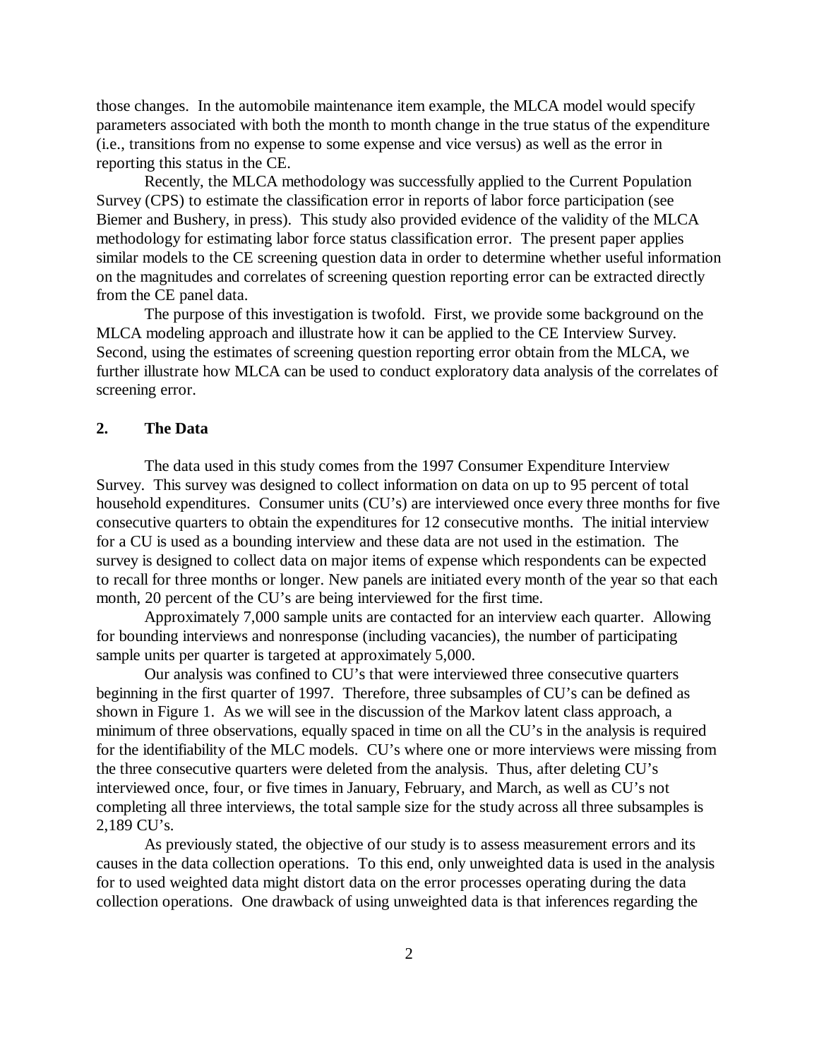those changes. In the automobile maintenance item example, the MLCA model would specify parameters associated with both the month to month change in the true status of the expenditure (i.e., transitions from no expense to some expense and vice versus) as well as the error in reporting this status in the CE.

Recently, the MLCA methodology was successfully applied to the Current Population Survey (CPS) to estimate the classification error in reports of labor force participation (see Biemer and Bushery, in press). This study also provided evidence of the validity of the MLCA methodology for estimating labor force status classification error. The present paper applies similar models to the CE screening question data in order to determine whether useful information on the magnitudes and correlates of screening question reporting error can be extracted directly from the CE panel data.

The purpose of this investigation is twofold. First, we provide some background on the MLCA modeling approach and illustrate how it can be applied to the CE Interview Survey. Second, using the estimates of screening question reporting error obtain from the MLCA, we further illustrate how MLCA can be used to conduct exploratory data analysis of the correlates of screening error.

## 2. The Data

The data used in this study comes from the 1997 Consumer Expenditure Interview Survey. This survey was designed to collect information on data on up to 95 percent of total household expenditures. Consumer units (CU's) are interviewed once every three months for five consecutive quarters to obtain the expenditures for 12 consecutive months. The initial interview for a CU is used as a bounding interview and these data are not used in the estimation. The survey is designed to collect data on major items of expense which respondents can be expected to recall for three months or longer. New panels are initiated every month of the year so that each month, 20 percent of the CU's are being interviewed for the first time.

Approximately 7,000 sample units are contacted for an interview each quarter. Allowing for bounding interviews and nonresponse (including vacancies), the number of participating sample units per quarter is targeted at approximately 5,000.

Our analysis was confined to CU's that were interviewed three consecutive quarters beginning in the first quarter of 1997. Therefore, three subsamples of CU's can be defined as shown in Figure 1. As we will see in the discussion of the Markov latent class approach, a minimum of three observations, equally spaced in time on all the CU's in the analysis is required for the identifiability of the MLC models. CU's where one or more interviews were missing from the three consecutive quarters were deleted from the analysis. Thus, after deleting CU's interviewed once, four, or five times in January, February, and March, as well as CU's not completing all three interviews, the total sample size for the study across all three subsamples is 2,189 CU's.

As previously stated, the objective of our study is to assess measurement errors and its causes in the data collection operations. To this end, only unweighted data is used in the analysis for to used weighted data might distort data on the error processes operating during the data collection operations. One drawback of using unweighted data is that inferences regarding the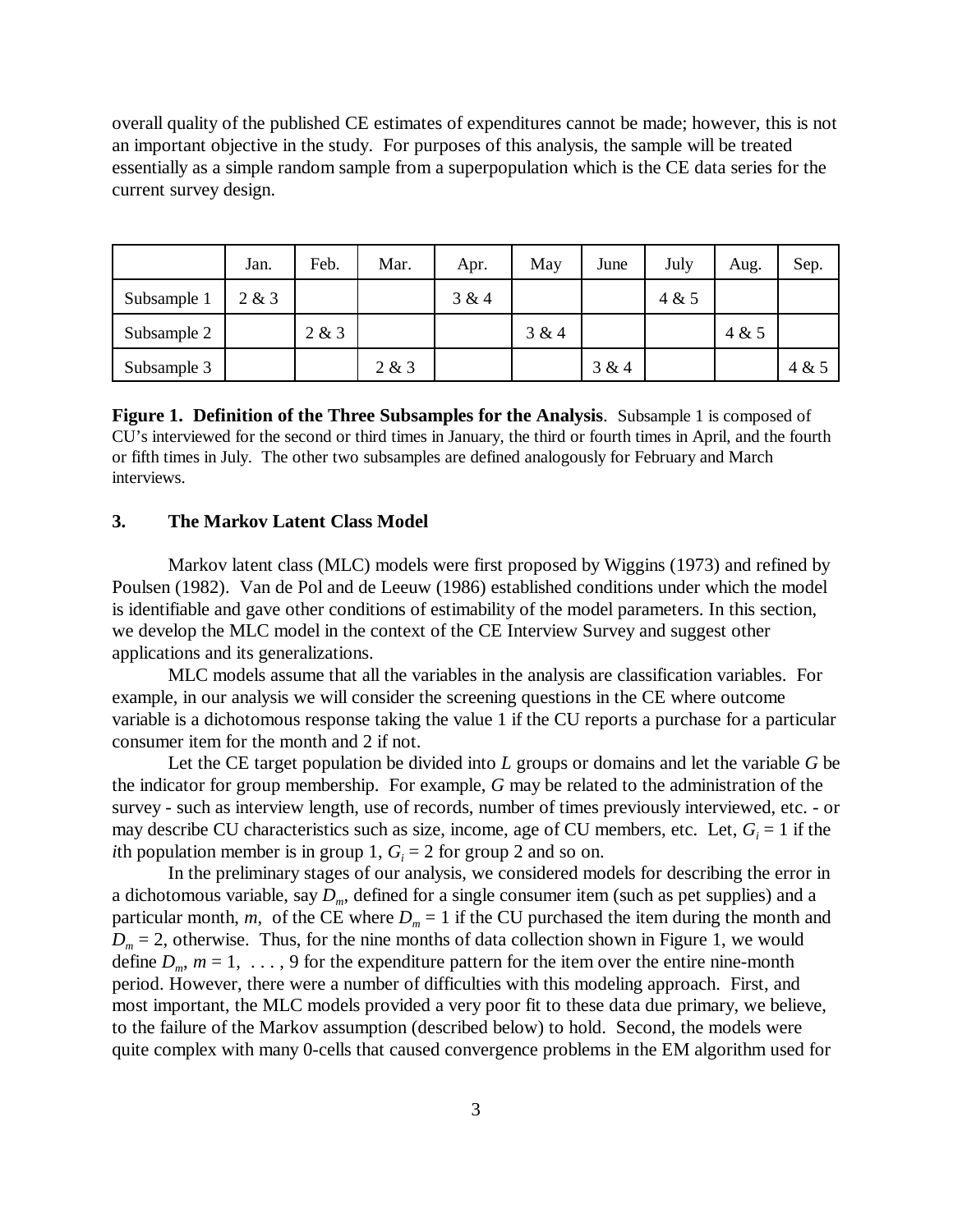overall quality of the published CE estimates of expenditures cannot be made; however, this is not an important objective in the study. For purposes of this analysis, the sample will be treated essentially as a simple random sample from a superpopulation which is the CE data series for the current survey design.

| | Jan. | Feb. | Mar. | Apr. | May | June | July | Aug. | Sep. |
|---|---|---|---|---|---|---|---|---|---|
| Subsample 1 | 2 & 3 | | | 3 & 4 | | | 4 & 5 | | |
| Subsample 2 | | 2 & 3 | | | 3 & 4 | | | 4 & 5 | |
| Subsample 3 | | | 2 & 3 | | | 3 & 4 | | | 4 & 5 |

**Figure 1. Definition of the Three Subsamples for the Analysis**. Subsample 1 is composed of CU's interviewed for the second or third times in January, the third or fourth times in April, and the fourth or fifth times in July. The other two subsamples are defined analogously for February and March interviews.

## 3. The Markov Latent Class Model

Markov latent class (MLC) models were first proposed by Wiggins (1973) and refined by Poulsen (1982). Van de Pol and de Leeuw (1986) established conditions under which the model is identifiable and gave other conditions of estimability of the model parameters. In this section, we develop the MLC model in the context of the CE Interview Survey and suggest other applications and its generalizations.

MLC models assume that all the variables in the analysis are classification variables. For example, in our analysis we will consider the screening questions in the CE where outcome variable is a dichotomous response taking the value 1 if the CU reports a purchase for a particular consumer item for the month and 2 if not.

Let the CE target population be divided into *L* groups or domains and let the variable *G* be the indicator for group membership. For example, *G* may be related to the administration of the survey - such as interview length, use of records, number of times previously interviewed, etc. - or may describe CU characteristics such as size, income, age of CU members, etc. Let, $G_i = 1$ if the *i*th population member is in group 1, $G_i = 2$ for group 2 and so on.

In the preliminary stages of our analysis, we considered models for describing the error in a dichotomous variable, say $D_m$, defined for a single consumer item (such as pet supplies) and a particular month, *m*, of the CE where $D_m = 1$ if the CU purchased the item during the month and $D_m = 2$, otherwise. Thus, for the nine months of data collection shown in Figure 1, we would define $D_m$, $m = 1, \ldots, 9$ for the expenditure pattern for the item over the entire nine-month period. However, there were a number of difficulties with this modeling approach. First, and most important, the MLC models provided a very poor fit to these data due primary, we believe, to the failure of the Markov assumption (described below) to hold. Second, the models were quite complex with many 0-cells that caused convergence problems in the EM algorithm used for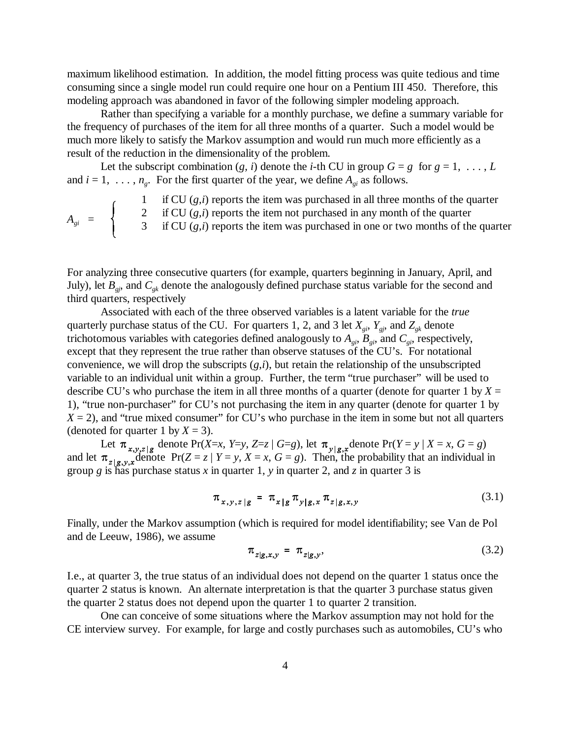maximum likelihood estimation. In addition, the model fitting process was quite tedious and time consuming since a single model run could require one hour on a Pentium III 450. Therefore, this modeling approach was abandoned in favor of the following simpler modeling approach.

Rather than specifying a variable for a monthly purchase, we define a summary variable for the frequency of purchases of the item for all three months of a quarter. Such a model would be much more likely to satisfy the Markov assumption and would run much more efficiently as a result of the reduction in the dimensionality of the problem.

Let the subscript combination ($g$, $i$) denote the $i$-th CU in group $G = g$ for $g = 1, \ . \ . \ . \ , L$ and $i = 1, \ . \ . \ . \ , n_g$. For the first quarter of the year, we define $A_{gi}$ as follows.

$$
A_{gi} = \begin{cases} 1 & \text{if CU } (g,i) \text{ reports the item was purchased in all three months of the quarter} \\ 2 & \text{if CU } (g,i) \text{ reports the item not purchased in any month of the quarter} \\ 3 & \text{if CU } (g,i) \text{ reports the item was purchased in one or two months of the quarter} \end{cases}
$$

For analyzing three consecutive quarters (for example, quarters beginning in January, April, and July), let $B_{gj}$, and $C_{gk}$ denote the analogously defined purchase status variable for the second and third quarters, respectively

Associated with each of the three observed variables is a latent variable for the *true* quarterly purchase status of the CU. For quarters 1, 2, and 3 let $X_{gi}$, $Y_{gj}$, and $Z_{gk}$ denote trichotomous variables with categories defined analogously to $A_{gi}$, $B_{gi}$, and $C_{gi}$, respectively, except that they represent the true rather than observe statuses of the CU's. For notational convenience, we will drop the subscripts ($g$,$i$), but retain the relationship of the unsubscripted variable to an individual unit within a group. Further, the term "true purchaser" will be used to describe CU's who purchase the item in all three months of a quarter (denote for quarter 1 by $X$ = 1), "true non-purchaser" for CU's not purchasing the item in any quarter (denote for quarter 1 by $X$ = 2), and "true mixed consumer" for CU's who purchase in the item in some but not all quarters (denoted for quarter 1 by $X$ = 3).

Let $\pi_{x,y,z|g}$ denote Pr($X$=$x$, $Y$=$y$, $Z$=$z$ | $G$=$g$), let $\pi_{y|g,x}$ denote Pr($Y$ = $y$ | $X$ = $x$, $G$ = $g$) and let $\pi_{z|g,y,x}$ denote Pr($Z$ = $z$ | $Y$ = $y$, $X$ = $x$, $G$ = $g$). Then, the probability that an individual in group $g$ is has purchase status $x$ in quarter 1, $y$ in quarter 2, and $z$ in quarter 3 is

$$
\pi_{x,y,z|g} = \pi_{x|g} \pi_{y|g,x} \pi_{z|g,x,y} \tag{3.1}
$$

Finally, under the Markov assumption (which is required for model identifiability; see Van de Pol and de Leeuw, 1986), we assume

$$
\pi_{z|g,x,y} = \pi_{z|g,y}, \tag{3.2}
$$

I.e., at quarter 3, the true status of an individual does not depend on the quarter 1 status once the quarter 2 status is known. An alternate interpretation is that the quarter 3 purchase status given the quarter 2 status does not depend upon the quarter 1 to quarter 2 transition.

One can conceive of some situations where the Markov assumption may not hold for the CE interview survey. For example, for large and costly purchases such as automobiles, CU's who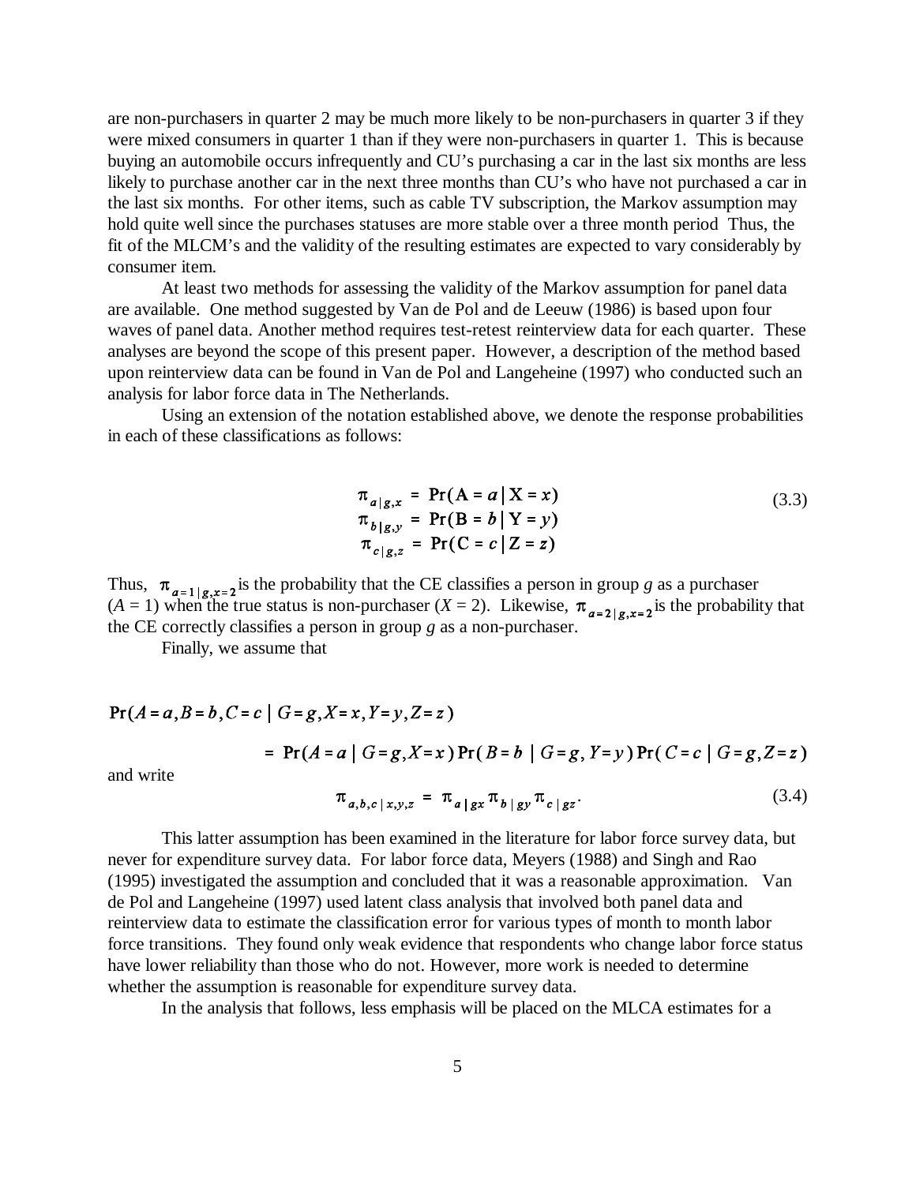are non-purchasers in quarter 2 may be much more likely to be non-purchasers in quarter 3 if they were mixed consumers in quarter 1 than if they were non-purchasers in quarter 1. This is because buying an automobile occurs infrequently and CU's purchasing a car in the last six months are less likely to purchase another car in the next three months than CU's who have not purchased a car in the last six months. For other items, such as cable TV subscription, the Markov assumption may hold quite well since the purchases statuses are more stable over a three month period Thus, the fit of the MLCM's and the validity of the resulting estimates are expected to vary considerably by consumer item.

At least two methods for assessing the validity of the Markov assumption for panel data are available. One method suggested by Van de Pol and de Leeuw (1986) is based upon four waves of panel data. Another method requires test-retest reinterview data for each quarter. These analyses are beyond the scope of this present paper. However, a description of the method based upon reinterview data can be found in Van de Pol and Langeheine (1997) who conducted such an analysis for labor force data in The Netherlands.

Using an extension of the notation established above, we denote the response probabilities in each of these classifications as follows:

$$
\begin{aligned}
\pi_{a|g,x} &= \Pr(\mathrm{A} = a \mid \mathrm{X} = x) \\
\pi_{b|g,y} &= \Pr(\mathrm{B} = b \mid \mathrm{Y} = y) \\
\pi_{c|g,z} &= \Pr(\mathrm{C} = c \mid \mathrm{Z} = z)
\end{aligned}
\tag{3.3}
$$

Thus, $\pi_{a=1|g,x=2}$ is the probability that the CE classifies a person in group $g$ as a purchaser ($A$ = 1) when the true status is non-purchaser ($X$ = 2). Likewise, $\pi_{a=2|g,x=2}$ is the probability that the CE correctly classifies a person in group $g$ as a non-purchaser.

Finally, we assume that

$$
\Pr(A = a, B = b, C = c \mid G = g, X = x, Y = y, Z = z)
$$

$$
= \Pr(A = a \mid G = g, X = x) \Pr(B = b \mid G = g, Y = y) \Pr(C = c \mid G = g, Z = z)
$$

and write

$$
\pi_{a,b,c \mid x,y,z} = \pi_{a \mid gx} \pi_{b \mid gy} \pi_{c \mid gz}. \tag{3.4}
$$

This latter assumption has been examined in the literature for labor force survey data, but never for expenditure survey data. For labor force data, Meyers (1988) and Singh and Rao (1995) investigated the assumption and concluded that it was a reasonable approximation. Van de Pol and Langeheine (1997) used latent class analysis that involved both panel data and reinterview data to estimate the classification error for various types of month to month labor force transitions. They found only weak evidence that respondents who change labor force status have lower reliability than those who do not. However, more work is needed to determine whether the assumption is reasonable for expenditure survey data.

In the analysis that follows, less emphasis will be placed on the MLCA estimates for a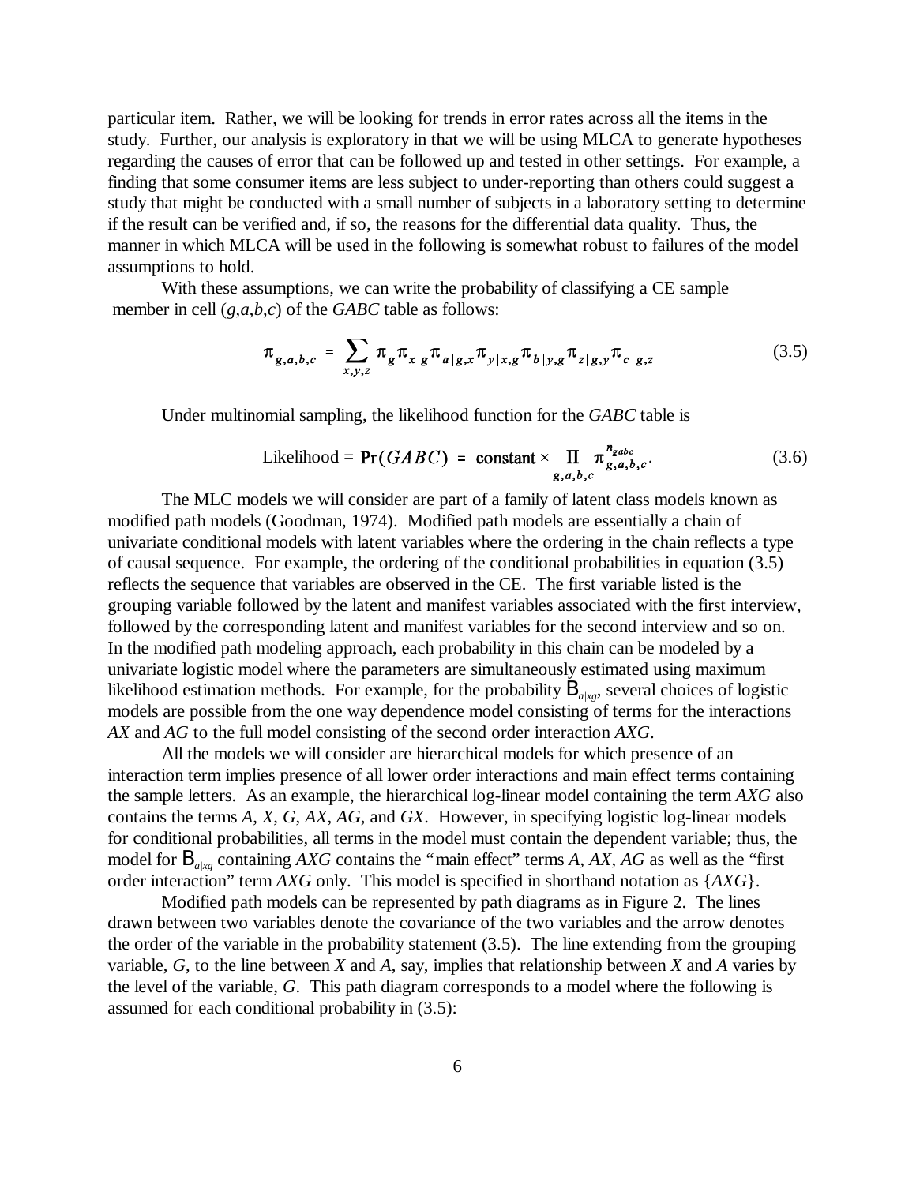particular item. Rather, we will be looking for trends in error rates across all the items in the study. Further, our analysis is exploratory in that we will be using MLCA to generate hypotheses regarding the causes of error that can be followed up and tested in other settings. For example, a finding that some consumer items are less subject to under-reporting than others could suggest a study that might be conducted with a small number of subjects in a laboratory setting to determine if the result can be verified and, if so, the reasons for the differential data quality. Thus, the manner in which MLCA will be used in the following is somewhat robust to failures of the model assumptions to hold.

With these assumptions, we can write the probability of classifying a CE sample member in cell ($g$,$a$,$b$,$c$) of the *GABC* table as follows:

$$\pi_{g,a,b,c} = \sum_{x,y,z} \pi_g \pi_{x|g} \pi_{a|g,x} \pi_{y|x,g} \pi_{b|y,g} \pi_{z|g,y} \pi_{c|g,z} \tag{3.5}$$

Under multinomial sampling, the likelihood function for the *GABC* table is

$$\text{Likelihood} = \Pr(GABC) = \text{constant} \times \prod_{g,a,b,c} \pi_{g,a,b,c}^{n_{gabc}}. \tag{3.6}$$

The MLC models we will consider are part of a family of latent class models known as modified path models (Goodman, 1974). Modified path models are essentially a chain of univariate conditional models with latent variables where the ordering in the chain reflects a type of causal sequence. For example, the ordering of the conditional probabilities in equation (3.5) reflects the sequence that variables are observed in the CE. The first variable listed is the grouping variable followed by the latent and manifest variables associated with the first interview, followed by the corresponding latent and manifest variables for the second interview and so on. In the modified path modeling approach, each probability in this chain can be modeled by a univariate logistic model where the parameters are simultaneously estimated using maximum likelihood estimation methods. For example, for the probability $B_{a|xg}$, several choices of logistic models are possible from the one way dependence model consisting of terms for the interactions *AX* and *AG* to the full model consisting of the second order interaction *AXG*.

All the models we will consider are hierarchical models for which presence of an interaction term implies presence of all lower order interactions and main effect terms containing the sample letters. As an example, the hierarchical log-linear model containing the term *AXG* also contains the terms *A*, *X*, *G*, *AX*, *AG*, and *GX*. However, in specifying logistic log-linear models for conditional probabilities, all terms in the model must contain the dependent variable; thus, the model for $B_{a|xg}$ containing *AXG* contains the "main effect" terms *A*, *AX*, *AG* as well as the "first order interaction" term *AXG* only. This model is specified in shorthand notation as {*AXG*}.

Modified path models can be represented by path diagrams as in Figure 2. The lines drawn between two variables denote the covariance of the two variables and the arrow denotes the order of the variable in the probability statement (3.5). The line extending from the grouping variable, *G*, to the line between *X* and *A*, say, implies that relationship between *X* and *A* varies by the level of the variable, *G*. This path diagram corresponds to a model where the following is assumed for each conditional probability in (3.5):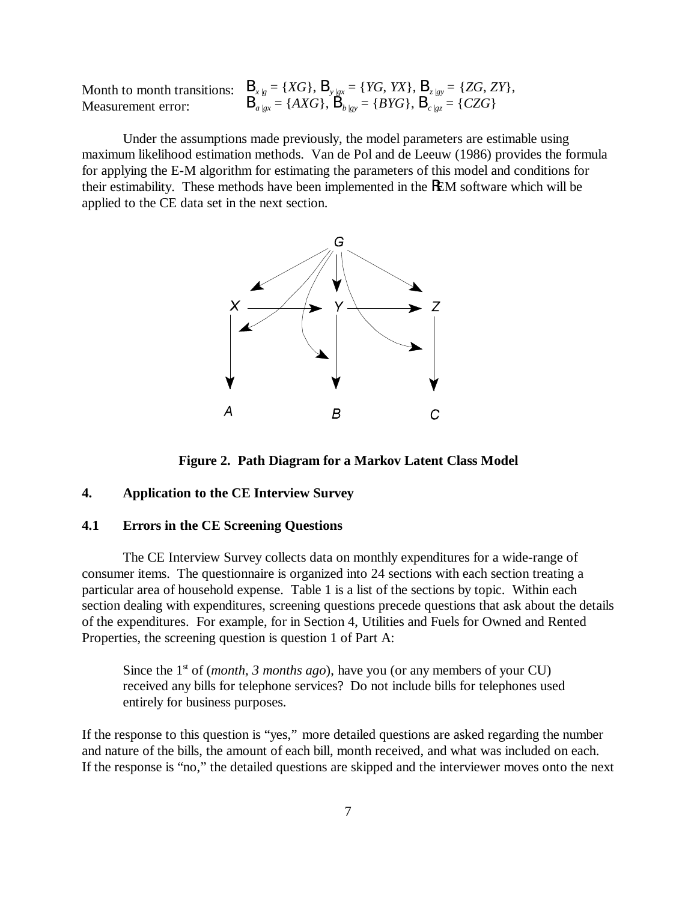Month to month transitions: $\mathrm{B}_{x|g} = \{XG\}$, $\mathrm{B}_{y|gx} = \{YG, YX\}$, $\mathrm{B}_{z|gy} = \{ZG, ZY\}$,
Measurement error: $\mathrm{B}_{a|gx} = \{AXG\}$, $\mathrm{B}_{b|gy} = \{BYG\}$, $\mathrm{B}_{c|gz} = \{CZG\}$

Under the assumptions made previously, the model parameters are estimable using maximum likelihood estimation methods. Van de Pol and de Leeuw (1986) provides the formula for applying the E-M algorithm for estimating the parameters of this model and conditions for their estimability. These methods have been implemented in the ℓEM software which will be applied to the CE data set in the next section.

**Figure 2. Path Diagram for a Markov Latent Class Model**

## 4. Application to the CE Interview Survey

### 4.1 Errors in the CE Screening Questions

The CE Interview Survey collects data on monthly expenditures for a wide-range of consumer items. The questionnaire is organized into 24 sections with each section treating a particular area of household expense. Table 1 is a list of the sections by topic. Within each section dealing with expenditures, screening questions precede questions that ask about the details of the expenditures. For example, for in Section 4, Utilities and Fuels for Owned and Rented Properties, the screening question is question 1 of Part A:

> Since the 1st of (*month, 3 months ago*), have you (or any members of your CU) received any bills for telephone services? Do not include bills for telephones used entirely for business purposes.

If the response to this question is "yes," more detailed questions are asked regarding the number and nature of the bills, the amount of each bill, month received, and what was included on each. If the response is "no," the detailed questions are skipped and the interviewer moves onto the next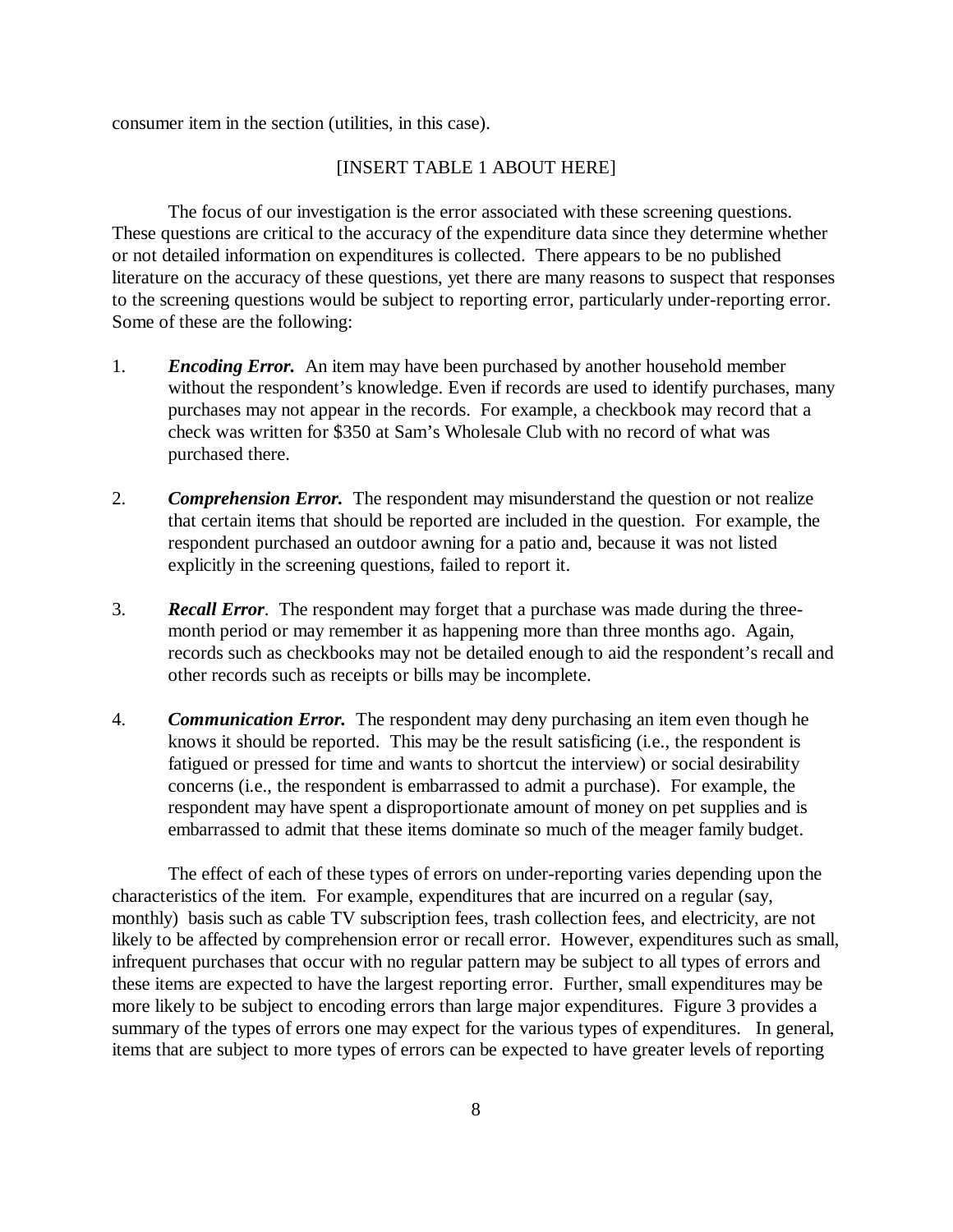consumer item in the section (utilities, in this case).

[INSERT TABLE 1 ABOUT HERE]

The focus of our investigation is the error associated with these screening questions. These questions are critical to the accuracy of the expenditure data since they determine whether or not detailed information on expenditures is collected. There appears to be no published literature on the accuracy of these questions, yet there are many reasons to suspect that responses to the screening questions would be subject to reporting error, particularly under-reporting error. Some of these are the following:

1. ***Encoding Error.*** An item may have been purchased by another household member without the respondent's knowledge. Even if records are used to identify purchases, many purchases may not appear in the records. For example, a checkbook may record that a check was written for $350 at Sam's Wholesale Club with no record of what was purchased there.

2. ***Comprehension Error.*** The respondent may misunderstand the question or not realize that certain items that should be reported are included in the question. For example, the respondent purchased an outdoor awning for a patio and, because it was not listed explicitly in the screening questions, failed to report it.

3. ***Recall Error***. The respondent may forget that a purchase was made during the three-month period or may remember it as happening more than three months ago. Again, records such as checkbooks may not be detailed enough to aid the respondent's recall and other records such as receipts or bills may be incomplete.

4. ***Communication Error.*** The respondent may deny purchasing an item even though he knows it should be reported. This may be the result satisficing (i.e., the respondent is fatigued or pressed for time and wants to shortcut the interview) or social desirability concerns (i.e., the respondent is embarrassed to admit a purchase). For example, the respondent may have spent a disproportionate amount of money on pet supplies and is embarrassed to admit that these items dominate so much of the meager family budget.

The effect of each of these types of errors on under-reporting varies depending upon the characteristics of the item. For example, expenditures that are incurred on a regular (say, monthly) basis such as cable TV subscription fees, trash collection fees, and electricity, are not likely to be affected by comprehension error or recall error. However, expenditures such as small, infrequent purchases that occur with no regular pattern may be subject to all types of errors and these items are expected to have the largest reporting error. Further, small expenditures may be more likely to be subject to encoding errors than large major expenditures. Figure 3 provides a summary of the types of errors one may expect for the various types of expenditures. In general, items that are subject to more types of errors can be expected to have greater levels of reporting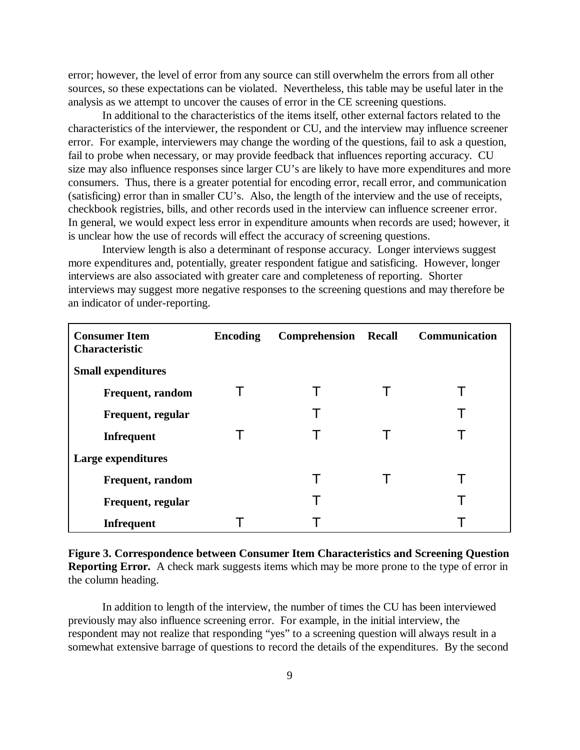error; however, the level of error from any source can still overwhelm the errors from all other sources, so these expectations can be violated. Nevertheless, this table may be useful later in the analysis as we attempt to uncover the causes of error in the CE screening questions.

In additional to the characteristics of the items itself, other external factors related to the characteristics of the interviewer, the respondent or CU, and the interview may influence screener error. For example, interviewers may change the wording of the questions, fail to ask a question, fail to probe when necessary, or may provide feedback that influences reporting accuracy. CU size may also influence responses since larger CU's are likely to have more expenditures and more consumers. Thus, there is a greater potential for encoding error, recall error, and communication (satisficing) error than in smaller CU's. Also, the length of the interview and the use of receipts, checkbook registries, bills, and other records used in the interview can influence screener error. In general, we would expect less error in expenditure amounts when records are used; however, it is unclear how the use of records will effect the accuracy of screening questions.

Interview length is also a determinant of response accuracy. Longer interviews suggest more expenditures and, potentially, greater respondent fatigue and satisficing. However, longer interviews are also associated with greater care and completeness of reporting. Shorter interviews may suggest more negative responses to the screening questions and may therefore be an indicator of under-reporting.

| Consumer Item Characteristic | Encoding | Comprehension | Recall | Communication |
|---|---|---|---|---|
| **Small expenditures** | | | | |
| **Frequent, random** | T | T | T | T |
| **Frequent, regular** | | T | | T |
| **Infrequent** | T | T | T | T |
| **Large expenditures** | | | | |
| **Frequent, random** | | T | T | T |
| **Frequent, regular** | | T | | T |
| **Infrequent** | T | T | | T |

**Figure 3. Correspondence between Consumer Item Characteristics and Screening Question Reporting Error.** A check mark suggests items which may be more prone to the type of error in the column heading.

In addition to length of the interview, the number of times the CU has been interviewed previously may also influence screening error. For example, in the initial interview, the respondent may not realize that responding "yes" to a screening question will always result in a somewhat extensive barrage of questions to record the details of the expenditures. By the second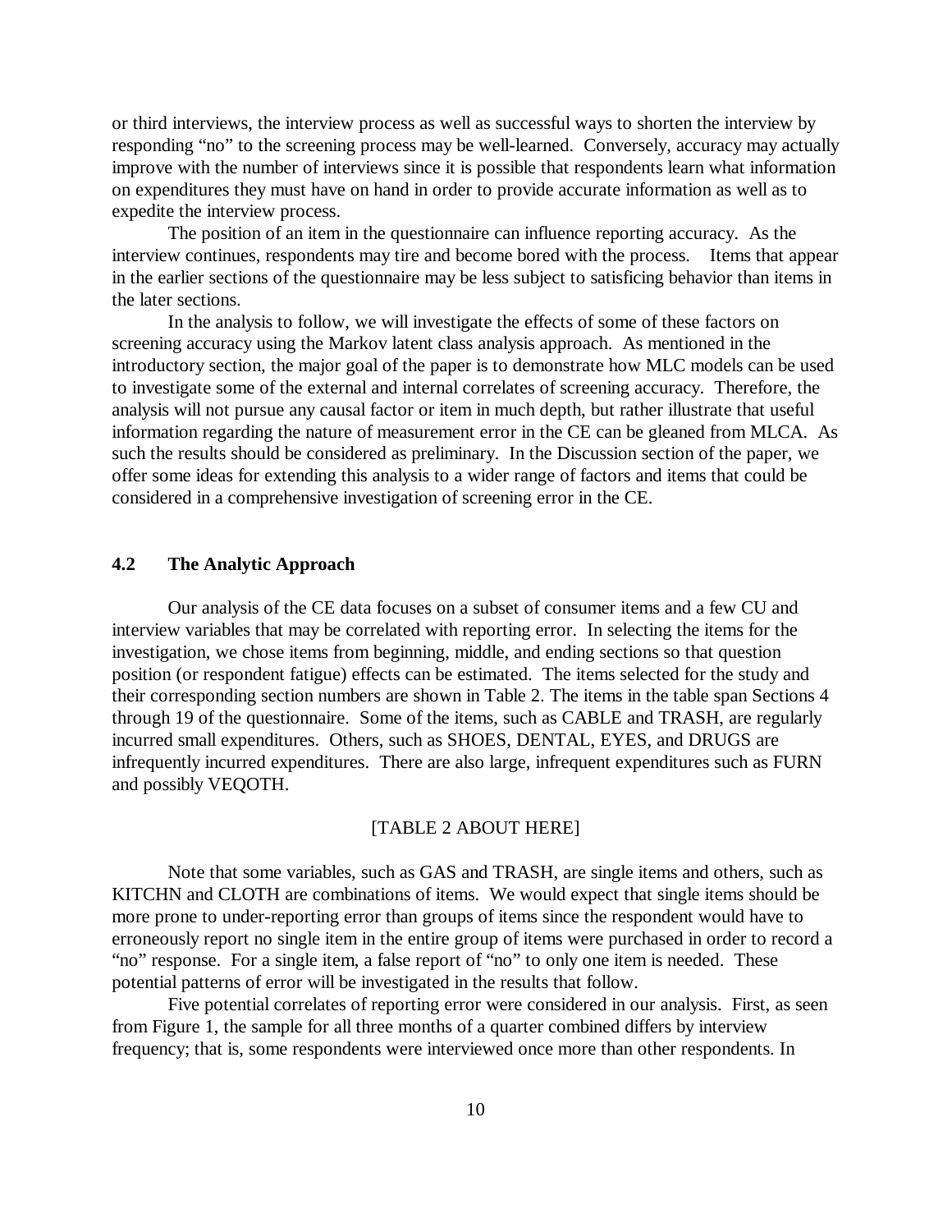or third interviews, the interview process as well as successful ways to shorten the interview by responding "no" to the screening process may be well-learned. Conversely, accuracy may actually improve with the number of interviews since it is possible that respondents learn what information on expenditures they must have on hand in order to provide accurate information as well as to expedite the interview process.

The position of an item in the questionnaire can influence reporting accuracy. As the interview continues, respondents may tire and become bored with the process. Items that appear in the earlier sections of the questionnaire may be less subject to satisficing behavior than items in the later sections.

In the analysis to follow, we will investigate the effects of some of these factors on screening accuracy using the Markov latent class analysis approach. As mentioned in the introductory section, the major goal of the paper is to demonstrate how MLC models can be used to investigate some of the external and internal correlates of screening accuracy. Therefore, the analysis will not pursue any causal factor or item in much depth, but rather illustrate that useful information regarding the nature of measurement error in the CE can be gleaned from MLCA. As such the results should be considered as preliminary. In the Discussion section of the paper, we offer some ideas for extending this analysis to a wider range of factors and items that could be considered in a comprehensive investigation of screening error in the CE.

## 4.2 The Analytic Approach

Our analysis of the CE data focuses on a subset of consumer items and a few CU and interview variables that may be correlated with reporting error. In selecting the items for the investigation, we chose items from beginning, middle, and ending sections so that question position (or respondent fatigue) effects can be estimated. The items selected for the study and their corresponding section numbers are shown in Table 2. The items in the table span Sections 4 through 19 of the questionnaire. Some of the items, such as CABLE and TRASH, are regularly incurred small expenditures. Others, such as SHOES, DENTAL, EYES, and DRUGS are infrequently incurred expenditures. There are also large, infrequent expenditures such as FURN and possibly VEQOTH.

[TABLE 2 ABOUT HERE]

Note that some variables, such as GAS and TRASH, are single items and others, such as KITCHN and CLOTH are combinations of items. We would expect that single items should be more prone to under-reporting error than groups of items since the respondent would have to erroneously report no single item in the entire group of items were purchased in order to record a "no" response. For a single item, a false report of "no" to only one item is needed. These potential patterns of error will be investigated in the results that follow.

Five potential correlates of reporting error were considered in our analysis. First, as seen from Figure 1, the sample for all three months of a quarter combined differs by interview frequency; that is, some respondents were interviewed once more than other respondents. In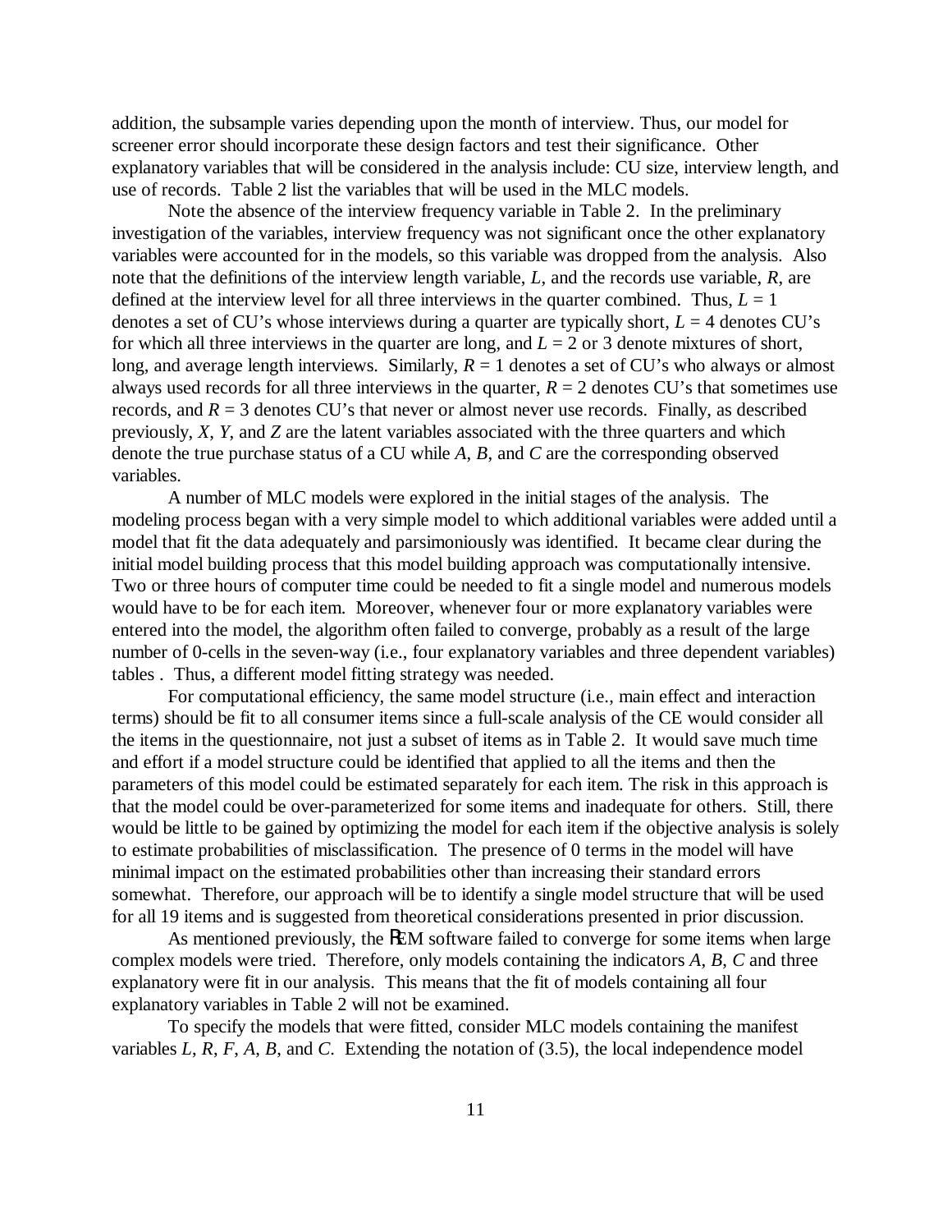addition, the subsample varies depending upon the month of interview. Thus, our model for screener error should incorporate these design factors and test their significance. Other explanatory variables that will be considered in the analysis include: CU size, interview length, and use of records. Table 2 list the variables that will be used in the MLC models.

Note the absence of the interview frequency variable in Table 2. In the preliminary investigation of the variables, interview frequency was not significant once the other explanatory variables were accounted for in the models, so this variable was dropped from the analysis. Also note that the definitions of the interview length variable, *L*, and the records use variable, *R*, are defined at the interview level for all three interviews in the quarter combined. Thus, $L = 1$ denotes a set of CU's whose interviews during a quarter are typically short, $L = 4$ denotes CU's for which all three interviews in the quarter are long, and $L = 2$ or 3 denote mixtures of short, long, and average length interviews. Similarly, $R = 1$ denotes a set of CU's who always or almost always used records for all three interviews in the quarter, $R = 2$ denotes CU's that sometimes use records, and $R = 3$ denotes CU's that never or almost never use records. Finally, as described previously, *X*, *Y*, and *Z* are the latent variables associated with the three quarters and which denote the true purchase status of a CU while *A*, *B*, and *C* are the corresponding observed variables.

A number of MLC models were explored in the initial stages of the analysis. The modeling process began with a very simple model to which additional variables were added until a model that fit the data adequately and parsimoniously was identified. It became clear during the initial model building process that this model building approach was computationally intensive. Two or three hours of computer time could be needed to fit a single model and numerous models would have to be for each item. Moreover, whenever four or more explanatory variables were entered into the model, the algorithm often failed to converge, probably as a result of the large number of 0-cells in the seven-way (i.e., four explanatory variables and three dependent variables) tables . Thus, a different model fitting strategy was needed.

For computational efficiency, the same model structure (i.e., main effect and interaction terms) should be fit to all consumer items since a full-scale analysis of the CE would consider all the items in the questionnaire, not just a subset of items as in Table 2. It would save much time and effort if a model structure could be identified that applied to all the items and then the parameters of this model could be estimated separately for each item. The risk in this approach is that the model could be over-parameterized for some items and inadequate for others. Still, there would be little to be gained by optimizing the model for each item if the objective analysis is solely to estimate probabilities of misclassification. The presence of 0 terms in the model will have minimal impact on the estimated probabilities other than increasing their standard errors somewhat. Therefore, our approach will be to identify a single model structure that will be used for all 19 items and is suggested from theoretical considerations presented in prior discussion.

As mentioned previously, the $\ell$EM software failed to converge for some items when large complex models were tried. Therefore, only models containing the indicators *A*, *B*, *C* and three explanatory were fit in our analysis. This means that the fit of models containing all four explanatory variables in Table 2 will not be examined.

To specify the models that were fitted, consider MLC models containing the manifest variables *L*, *R*, *F*, *A*, *B*, and *C*. Extending the notation of (3.5), the local independence model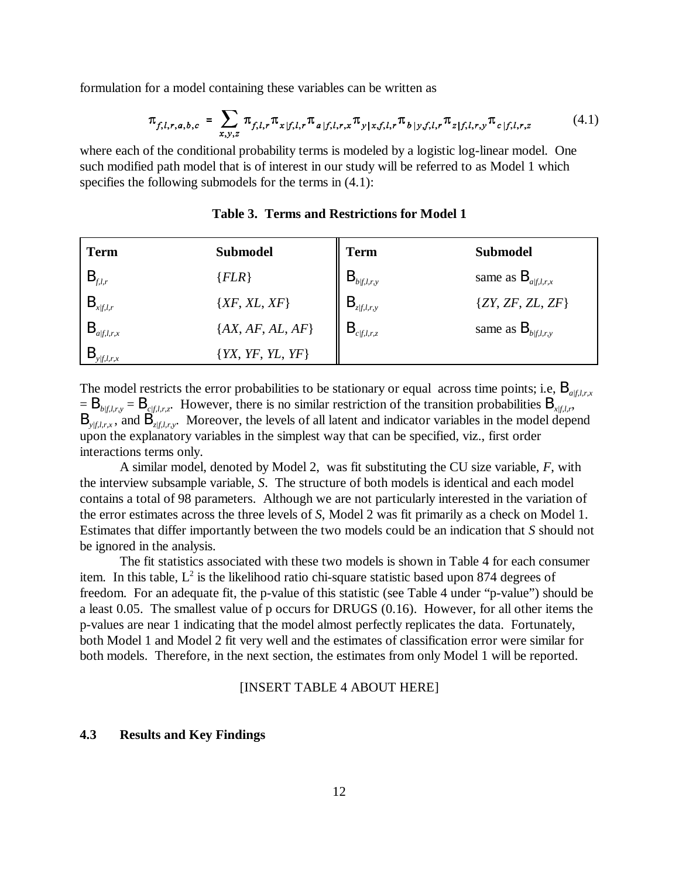formulation for a model containing these variables can be written as

$$\pi_{f,l,r,a,b,c} = \sum_{x,y,z} \pi_{f,l,r} \pi_{x|f,l,r} \pi_{a|f,l,r,x} \pi_{y|x,f,l,r} \pi_{b|y,f,l,r} \pi_{z|f,l,r,y} \pi_{c|f,l,r,z} \tag{4.1}$$

where each of the conditional probability terms is modeled by a logistic log-linear model. One such modified path model that is of interest in our study will be referred to as Model 1 which specifies the following submodels for the terms in (4.1):

**Table 3. Terms and Restrictions for Model 1**

| Term | Submodel | Term | Submodel |
|---|---|---|---|
| $B_{f,l,r}$ | $\{FLR\}$ | $B_{b\|f,l,r,y}$ | same as $B_{a\|f,l,r,x}$ |
| $B_{x\|f,l,r}$ | $\{XF, XL, XF\}$ | $B_{z\|f,l,r,y}$ | $\{ZY, ZF, ZL, ZF\}$ |
| $B_{a\|f,l,r,x}$ | $\{AX, AF, AL, AF\}$ | $B_{c\|f,l,r,z}$ | same as $B_{b\|f,l,r,y}$ |
| $B_{y\|f,l,r,x}$ | $\{YX, YF, YL, YF\}$ | | |

The model restricts the error probabilities to be stationary or equal across time points; i.e, $B_{a|f,l,r,x} = B_{b|f,l,r,y} = B_{c|f,l,r,z}$. However, there is no similar restriction of the transition probabilities $B_{x|f,l,r}$, $B_{y|f,l,r,x}$, and $B_{z|f,l,r,y}$. Moreover, the levels of all latent and indicator variables in the model depend upon the explanatory variables in the simplest way that can be specified, viz., first order interactions terms only.

A similar model, denoted by Model 2, was fit substituting the CU size variable, *F*, with the interview subsample variable, *S*. The structure of both models is identical and each model contains a total of 98 parameters. Although we are not particularly interested in the variation of the error estimates across the three levels of *S*, Model 2 was fit primarily as a check on Model 1. Estimates that differ importantly between the two models could be an indication that *S* should not be ignored in the analysis.

The fit statistics associated with these two models is shown in Table 4 for each consumer item. In this table, $L^2$ is the likelihood ratio chi-square statistic based upon 874 degrees of freedom. For an adequate fit, the p-value of this statistic (see Table 4 under "p-value") should be a least 0.05. The smallest value of p occurs for DRUGS (0.16). However, for all other items the p-values are near 1 indicating that the model almost perfectly replicates the data. Fortunately, both Model 1 and Model 2 fit very well and the estimates of classification error were similar for both models. Therefore, in the next section, the estimates from only Model 1 will be reported.

[INSERT TABLE 4 ABOUT HERE]

### 4.3 Results and Key Findings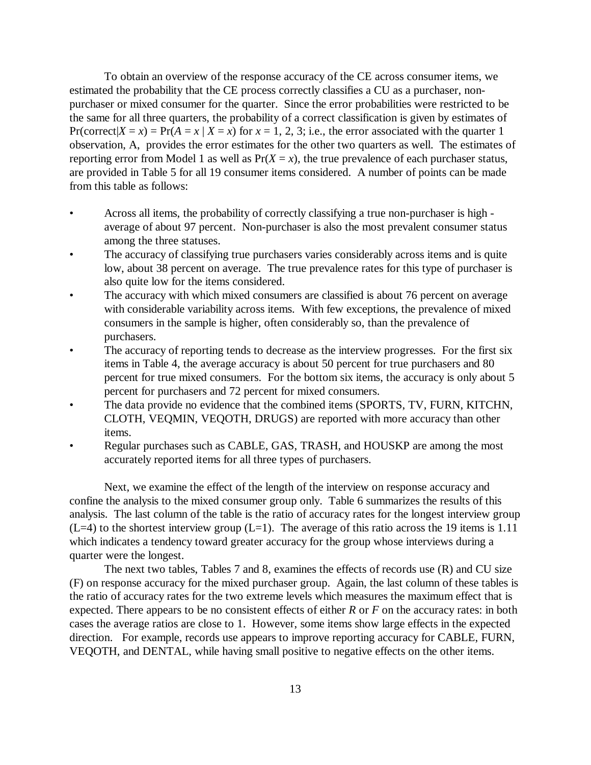To obtain an overview of the response accuracy of the CE across consumer items, we estimated the probability that the CE process correctly classifies a CU as a purchaser, non-purchaser or mixed consumer for the quarter. Since the error probabilities were restricted to be the same for all three quarters, the probability of a correct classification is given by estimates of $\Pr(\text{correct}|X = x) = \Pr(A = x \mid X = x)$ for $x = 1, 2, 3$; i.e., the error associated with the quarter 1 observation, A, provides the error estimates for the other two quarters as well. The estimates of reporting error from Model 1 as well as $\Pr(X = x)$, the true prevalence of each purchaser status, are provided in Table 5 for all 19 consumer items considered. A number of points can be made from this table as follows:

- Across all items, the probability of correctly classifying a true non-purchaser is high - average of about 97 percent. Non-purchaser is also the most prevalent consumer status among the three statuses.
- The accuracy of classifying true purchasers varies considerably across items and is quite low, about 38 percent on average. The true prevalence rates for this type of purchaser is also quite low for the items considered.
- The accuracy with which mixed consumers are classified is about 76 percent on average with considerable variability across items. With few exceptions, the prevalence of mixed consumers in the sample is higher, often considerably so, than the prevalence of purchasers.
- The accuracy of reporting tends to decrease as the interview progresses. For the first six items in Table 4, the average accuracy is about 50 percent for true purchasers and 80 percent for true mixed consumers. For the bottom six items, the accuracy is only about 5 percent for purchasers and 72 percent for mixed consumers.
- The data provide no evidence that the combined items (SPORTS, TV, FURN, KITCHN, CLOTH, VEQMIN, VEQOTH, DRUGS) are reported with more accuracy than other items.
- Regular purchases such as CABLE, GAS, TRASH, and HOUSKP are among the most accurately reported items for all three types of purchasers.

Next, we examine the effect of the length of the interview on response accuracy and confine the analysis to the mixed consumer group only. Table 6 summarizes the results of this analysis. The last column of the table is the ratio of accuracy rates for the longest interview group (L=4) to the shortest interview group (L=1). The average of this ratio across the 19 items is 1.11 which indicates a tendency toward greater accuracy for the group whose interviews during a quarter were the longest.

The next two tables, Tables 7 and 8, examines the effects of records use (R) and CU size (F) on response accuracy for the mixed purchaser group. Again, the last column of these tables is the ratio of accuracy rates for the two extreme levels which measures the maximum effect that is expected. There appears to be no consistent effects of either $R$ or $F$ on the accuracy rates: in both cases the average ratios are close to 1. However, some items show large effects in the expected direction. For example, records use appears to improve reporting accuracy for CABLE, FURN, VEQOTH, and DENTAL, while having small positive to negative effects on the other items.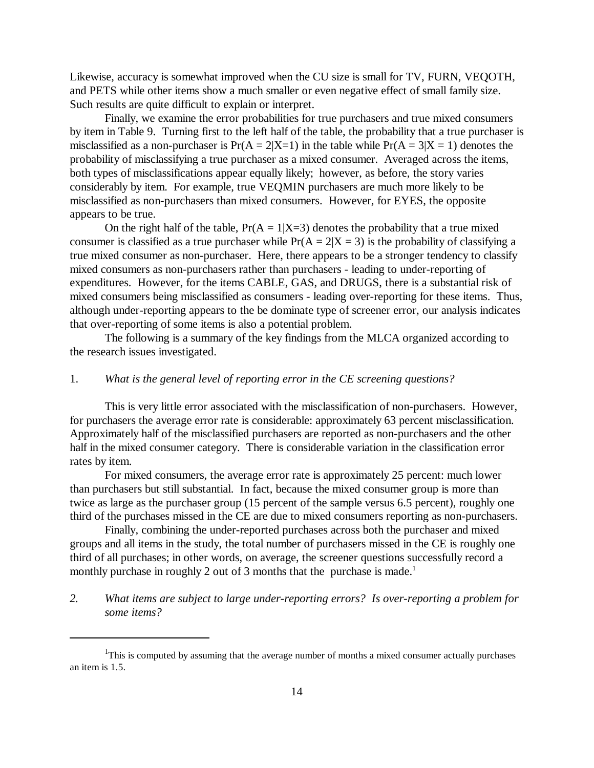Likewise, accuracy is somewhat improved when the CU size is small for TV, FURN, VEQOTH, and PETS while other items show a much smaller or even negative effect of small family size. Such results are quite difficult to explain or interpret.

Finally, we examine the error probabilities for true purchasers and true mixed consumers by item in Table 9. Turning first to the left half of the table, the probability that a true purchaser is misclassified as a non-purchaser is $\Pr(A = 2|X=1)$ in the table while $\Pr(A = 3|X = 1)$ denotes the probability of misclassifying a true purchaser as a mixed consumer. Averaged across the items, both types of misclassifications appear equally likely; however, as before, the story varies considerably by item. For example, true VEQMIN purchasers are much more likely to be misclassified as non-purchasers than mixed consumers. However, for EYES, the opposite appears to be true.

On the right half of the table, $\Pr(A = 1|X=3)$ denotes the probability that a true mixed consumer is classified as a true purchaser while $\Pr(A = 2|X = 3)$ is the probability of classifying a true mixed consumer as non-purchaser. Here, there appears to be a stronger tendency to classify mixed consumers as non-purchasers rather than purchasers - leading to under-reporting of expenditures. However, for the items CABLE, GAS, and DRUGS, there is a substantial risk of mixed consumers being misclassified as consumers - leading over-reporting for these items. Thus, although under-reporting appears to the be dominate type of screener error, our analysis indicates that over-reporting of some items is also a potential problem.

The following is a summary of the key findings from the MLCA organized according to the research issues investigated.

1. *What is the general level of reporting error in the CE screening questions?*

This is very little error associated with the misclassification of non-purchasers. However, for purchasers the average error rate is considerable: approximately 63 percent misclassification. Approximately half of the misclassified purchasers are reported as non-purchasers and the other half in the mixed consumer category. There is considerable variation in the classification error rates by item.

For mixed consumers, the average error rate is approximately 25 percent: much lower than purchasers but still substantial. In fact, because the mixed consumer group is more than twice as large as the purchaser group (15 percent of the sample versus 6.5 percent), roughly one third of the purchases missed in the CE are due to mixed consumers reporting as non-purchasers.

Finally, combining the under-reported purchases across both the purchaser and mixed groups and all items in the study, the total number of purchasers missed in the CE is roughly one third of all purchases; in other words, on average, the screener questions successfully record a monthly purchase in roughly 2 out of 3 months that the purchase is made.[1]

2. *What items are subject to large under-reporting errors? Is over-reporting a problem for some items?*

---

[1] This is computed by assuming that the average number of months a mixed consumer actually purchases an item is 1.5.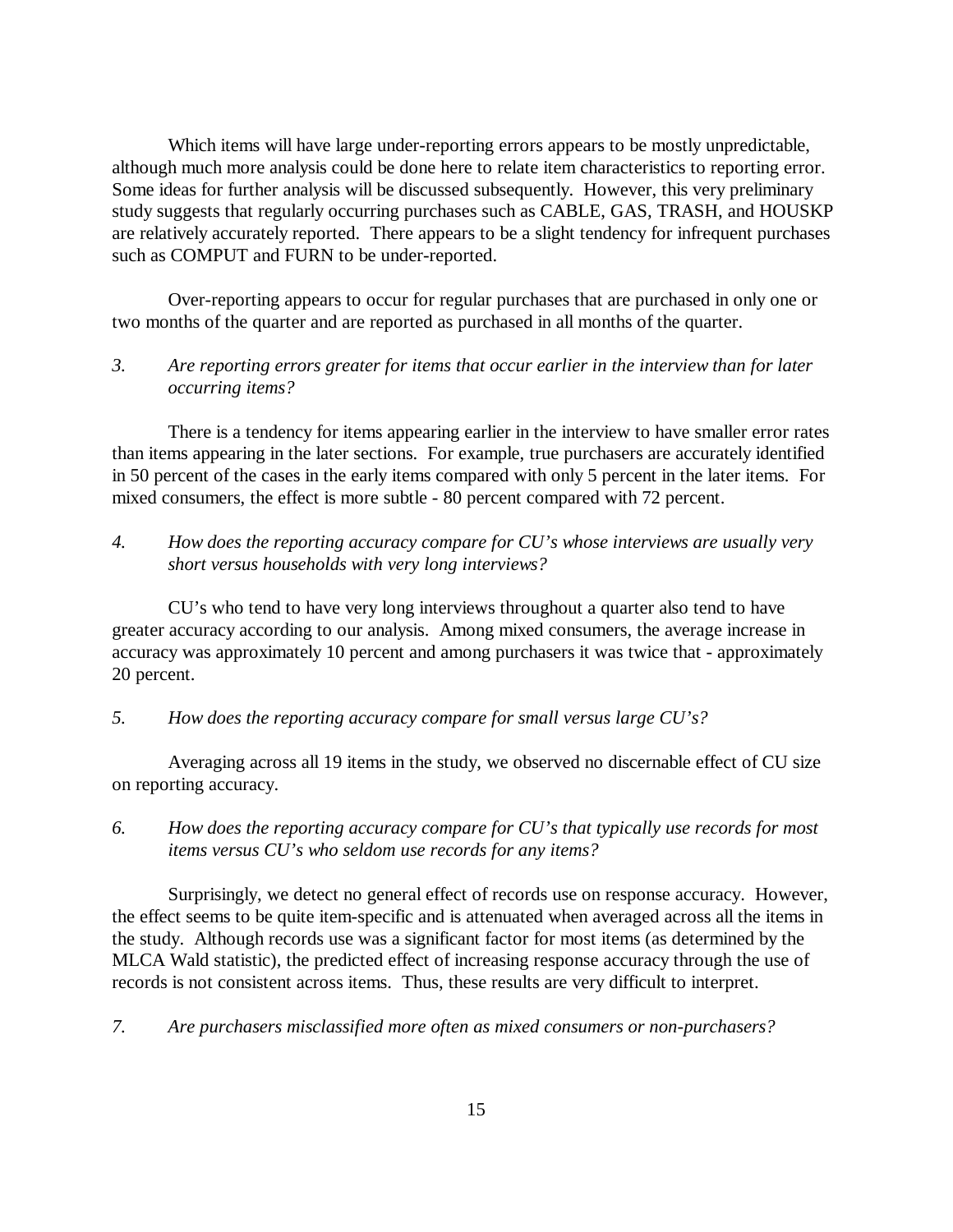Which items will have large under-reporting errors appears to be mostly unpredictable, although much more analysis could be done here to relate item characteristics to reporting error. Some ideas for further analysis will be discussed subsequently. However, this very preliminary study suggests that regularly occurring purchases such as CABLE, GAS, TRASH, and HOUSKP are relatively accurately reported. There appears to be a slight tendency for infrequent purchases such as COMPUT and FURN to be under-reported.

Over-reporting appears to occur for regular purchases that are purchased in only one or two months of the quarter and are reported as purchased in all months of the quarter.

*3. Are reporting errors greater for items that occur earlier in the interview than for later occurring items?*

There is a tendency for items appearing earlier in the interview to have smaller error rates than items appearing in the later sections. For example, true purchasers are accurately identified in 50 percent of the cases in the early items compared with only 5 percent in the later items. For mixed consumers, the effect is more subtle - 80 percent compared with 72 percent.

*4. How does the reporting accuracy compare for CU's whose interviews are usually very short versus households with very long interviews?*

CU's who tend to have very long interviews throughout a quarter also tend to have greater accuracy according to our analysis. Among mixed consumers, the average increase in accuracy was approximately 10 percent and among purchasers it was twice that - approximately 20 percent.

*5. How does the reporting accuracy compare for small versus large CU's?*

Averaging across all 19 items in the study, we observed no discernable effect of CU size on reporting accuracy.

*6. How does the reporting accuracy compare for CU's that typically use records for most items versus CU's who seldom use records for any items?*

Surprisingly, we detect no general effect of records use on response accuracy. However, the effect seems to be quite item-specific and is attenuated when averaged across all the items in the study. Although records use was a significant factor for most items (as determined by the MLCA Wald statistic), the predicted effect of increasing response accuracy through the use of records is not consistent across items. Thus, these results are very difficult to interpret.

*7. Are purchasers misclassified more often as mixed consumers or non-purchasers?*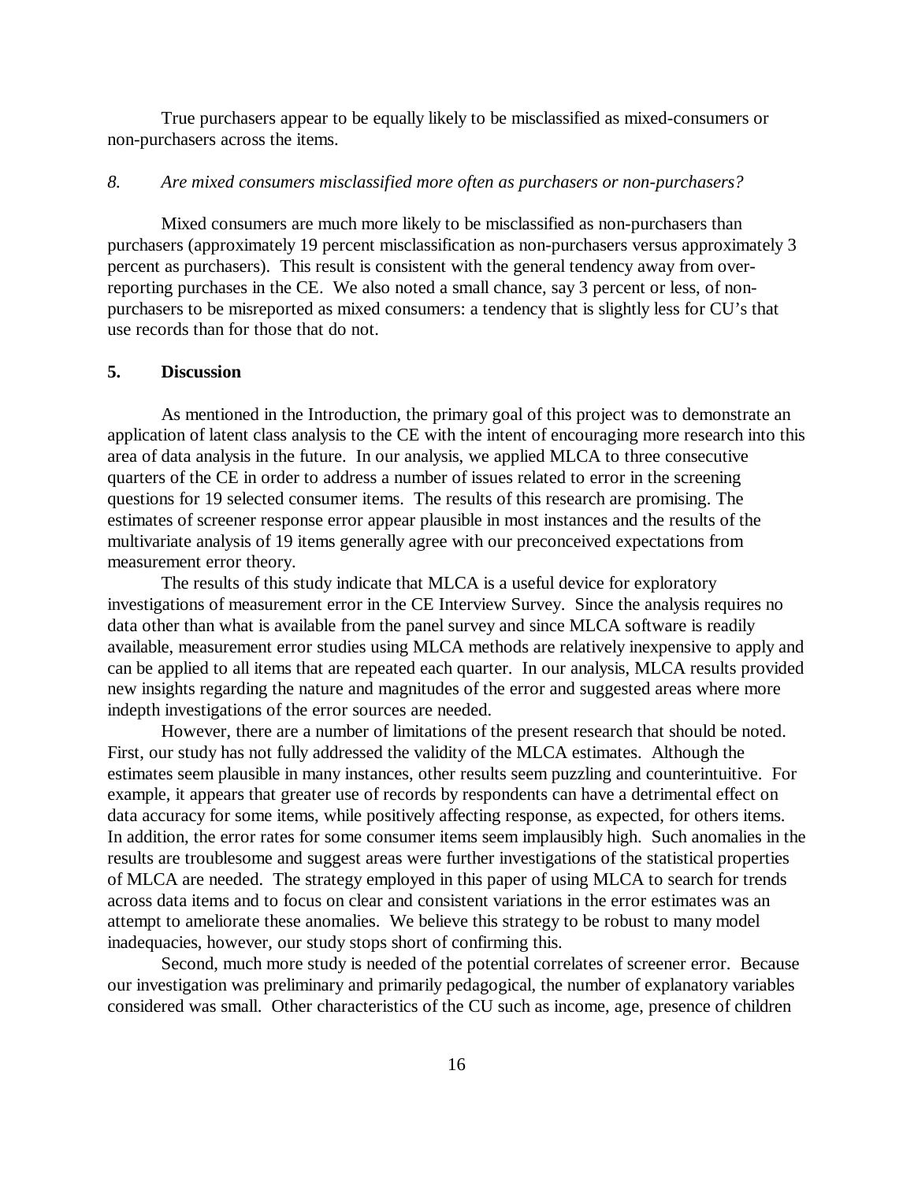True purchasers appear to be equally likely to be misclassified as mixed-consumers or non-purchasers across the items.

*8. Are mixed consumers misclassified more often as purchasers or non-purchasers?*

Mixed consumers are much more likely to be misclassified as non-purchasers than purchasers (approximately 19 percent misclassification as non-purchasers versus approximately 3 percent as purchasers). This result is consistent with the general tendency away from over-reporting purchases in the CE. We also noted a small chance, say 3 percent or less, of non-purchasers to be misreported as mixed consumers: a tendency that is slightly less for CU's that use records than for those that do not.

## 5. Discussion

As mentioned in the Introduction, the primary goal of this project was to demonstrate an application of latent class analysis to the CE with the intent of encouraging more research into this area of data analysis in the future. In our analysis, we applied MLCA to three consecutive quarters of the CE in order to address a number of issues related to error in the screening questions for 19 selected consumer items. The results of this research are promising. The estimates of screener response error appear plausible in most instances and the results of the multivariate analysis of 19 items generally agree with our preconceived expectations from measurement error theory.

The results of this study indicate that MLCA is a useful device for exploratory investigations of measurement error in the CE Interview Survey. Since the analysis requires no data other than what is available from the panel survey and since MLCA software is readily available, measurement error studies using MLCA methods are relatively inexpensive to apply and can be applied to all items that are repeated each quarter. In our analysis, MLCA results provided new insights regarding the nature and magnitudes of the error and suggested areas where more indepth investigations of the error sources are needed.

However, there are a number of limitations of the present research that should be noted. First, our study has not fully addressed the validity of the MLCA estimates. Although the estimates seem plausible in many instances, other results seem puzzling and counterintuitive. For example, it appears that greater use of records by respondents can have a detrimental effect on data accuracy for some items, while positively affecting response, as expected, for others items. In addition, the error rates for some consumer items seem implausibly high. Such anomalies in the results are troublesome and suggest areas were further investigations of the statistical properties of MLCA are needed. The strategy employed in this paper of using MLCA to search for trends across data items and to focus on clear and consistent variations in the error estimates was an attempt to ameliorate these anomalies. We believe this strategy to be robust to many model inadequacies, however, our study stops short of confirming this.

Second, much more study is needed of the potential correlates of screener error. Because our investigation was preliminary and primarily pedagogical, the number of explanatory variables considered was small. Other characteristics of the CU such as income, age, presence of children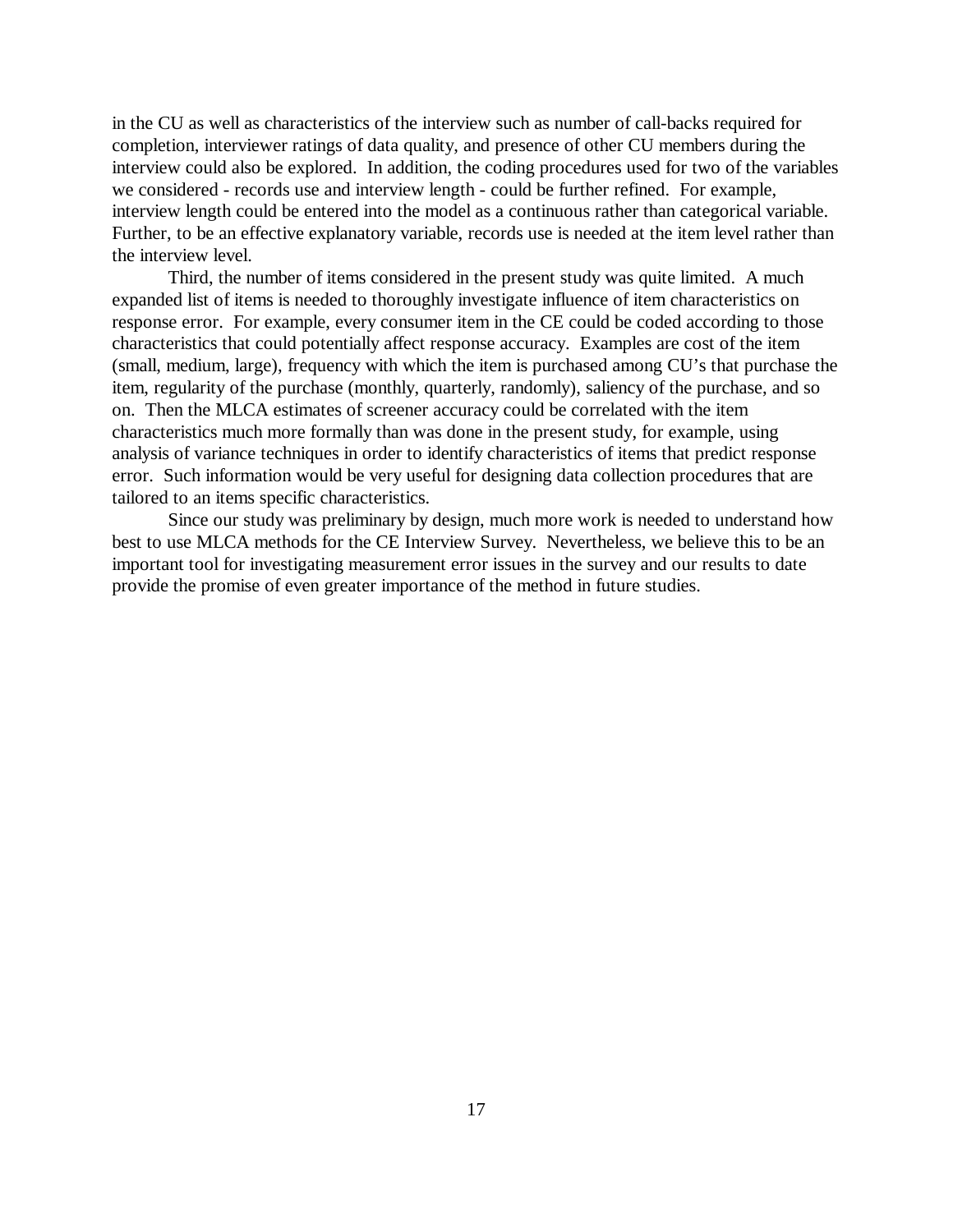in the CU as well as characteristics of the interview such as number of call-backs required for completion, interviewer ratings of data quality, and presence of other CU members during the interview could also be explored. In addition, the coding procedures used for two of the variables we considered - records use and interview length - could be further refined. For example, interview length could be entered into the model as a continuous rather than categorical variable. Further, to be an effective explanatory variable, records use is needed at the item level rather than the interview level.

Third, the number of items considered in the present study was quite limited. A much expanded list of items is needed to thoroughly investigate influence of item characteristics on response error. For example, every consumer item in the CE could be coded according to those characteristics that could potentially affect response accuracy. Examples are cost of the item (small, medium, large), frequency with which the item is purchased among CU's that purchase the item, regularity of the purchase (monthly, quarterly, randomly), saliency of the purchase, and so on. Then the MLCA estimates of screener accuracy could be correlated with the item characteristics much more formally than was done in the present study, for example, using analysis of variance techniques in order to identify characteristics of items that predict response error. Such information would be very useful for designing data collection procedures that are tailored to an items specific characteristics.

Since our study was preliminary by design, much more work is needed to understand how best to use MLCA methods for the CE Interview Survey. Nevertheless, we believe this to be an important tool for investigating measurement error issues in the survey and our results to date provide the promise of even greater importance of the method in future studies.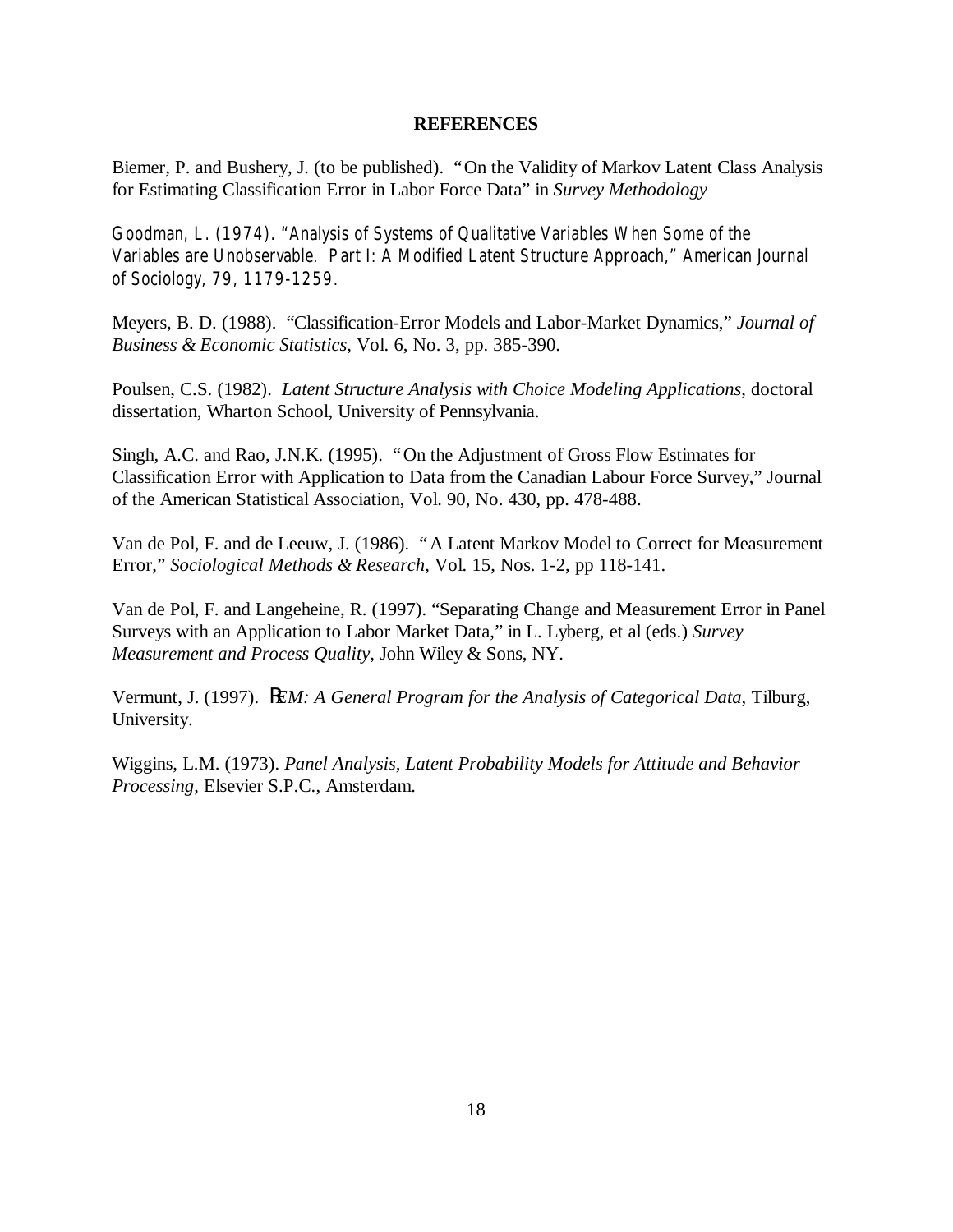## REFERENCES

Biemer, P. and Bushery, J. (to be published). "On the Validity of Markov Latent Class Analysis for Estimating Classification Error in Labor Force Data" in *Survey Methodology*

Goodman, L. (1974). "Analysis of Systems of Qualitative Variables When Some of the Variables are Unobservable. Part I: A Modified Latent Structure Approach," American Journal of Sociology, 79, 1179-1259.

Meyers, B. D. (1988). "Classification-Error Models and Labor-Market Dynamics," *Journal of Business & Economic Statistics*, Vol. 6, No. 3, pp. 385-390.

Poulsen, C.S. (1982). *Latent Structure Analysis with Choice Modeling Applications*, doctoral dissertation, Wharton School, University of Pennsylvania.

Singh, A.C. and Rao, J.N.K. (1995). "On the Adjustment of Gross Flow Estimates for Classification Error with Application to Data from the Canadian Labour Force Survey," Journal of the American Statistical Association, Vol. 90, No. 430, pp. 478-488.

Van de Pol, F. and de Leeuw, J. (1986). "A Latent Markov Model to Correct for Measurement Error," *Sociological Methods & Research*, Vol. 15, Nos. 1-2, pp 118-141.

Van de Pol, F. and Langeheine, R. (1997). "Separating Change and Measurement Error in Panel Surveys with an Application to Labor Market Data," in L. Lyberg, et al (eds.) *Survey Measurement and Process Quality*, John Wiley & Sons, NY.

Vermunt, J. (1997). *ℓEM: A General Program for the Analysis of Categorical Data*, Tilburg, University.

Wiggins, L.M. (1973). *Panel Analysis, Latent Probability Models for Attitude and Behavior Processing*, Elsevier S.P.C., Amsterdam.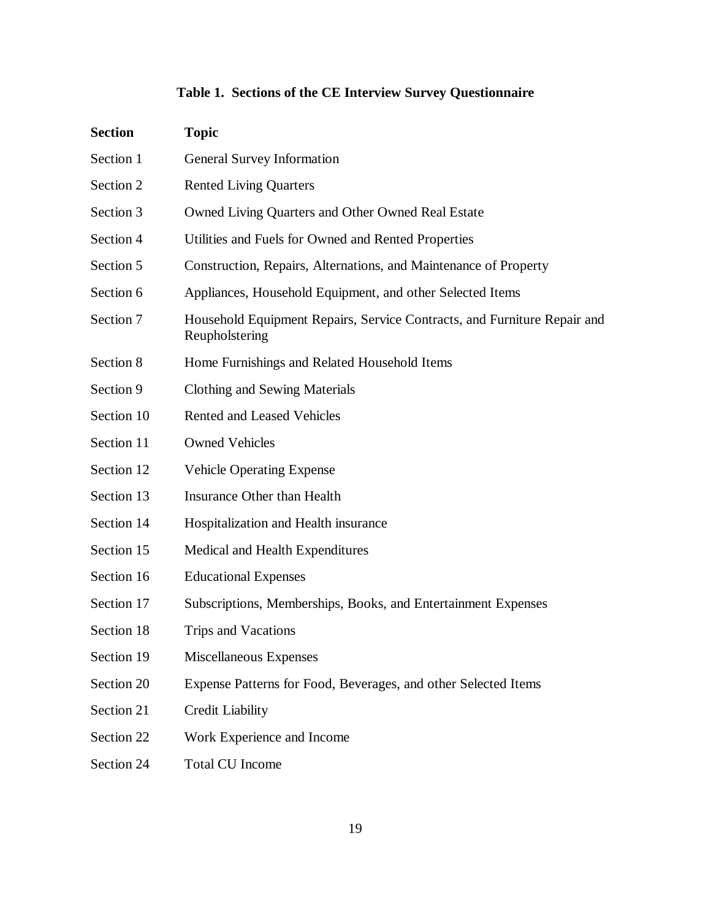**Table 1. Sections of the CE Interview Survey Questionnaire**

| Section | Topic |
|---|---|
| Section 1 | General Survey Information |
| Section 2 | Rented Living Quarters |
| Section 3 | Owned Living Quarters and Other Owned Real Estate |
| Section 4 | Utilities and Fuels for Owned and Rented Properties |
| Section 5 | Construction, Repairs, Alternations, and Maintenance of Property |
| Section 6 | Appliances, Household Equipment, and other Selected Items |
| Section 7 | Household Equipment Repairs, Service Contracts, and Furniture Repair and Reupholstering |
| Section 8 | Home Furnishings and Related Household Items |
| Section 9 | Clothing and Sewing Materials |
| Section 10 | Rented and Leased Vehicles |
| Section 11 | Owned Vehicles |
| Section 12 | Vehicle Operating Expense |
| Section 13 | Insurance Other than Health |
| Section 14 | Hospitalization and Health insurance |
| Section 15 | Medical and Health Expenditures |
| Section 16 | Educational Expenses |
| Section 17 | Subscriptions, Memberships, Books, and Entertainment Expenses |
| Section 18 | Trips and Vacations |
| Section 19 | Miscellaneous Expenses |
| Section 20 | Expense Patterns for Food, Beverages, and other Selected Items |
| Section 21 | Credit Liability |
| Section 22 | Work Experience and Income |
| Section 24 | Total CU Income |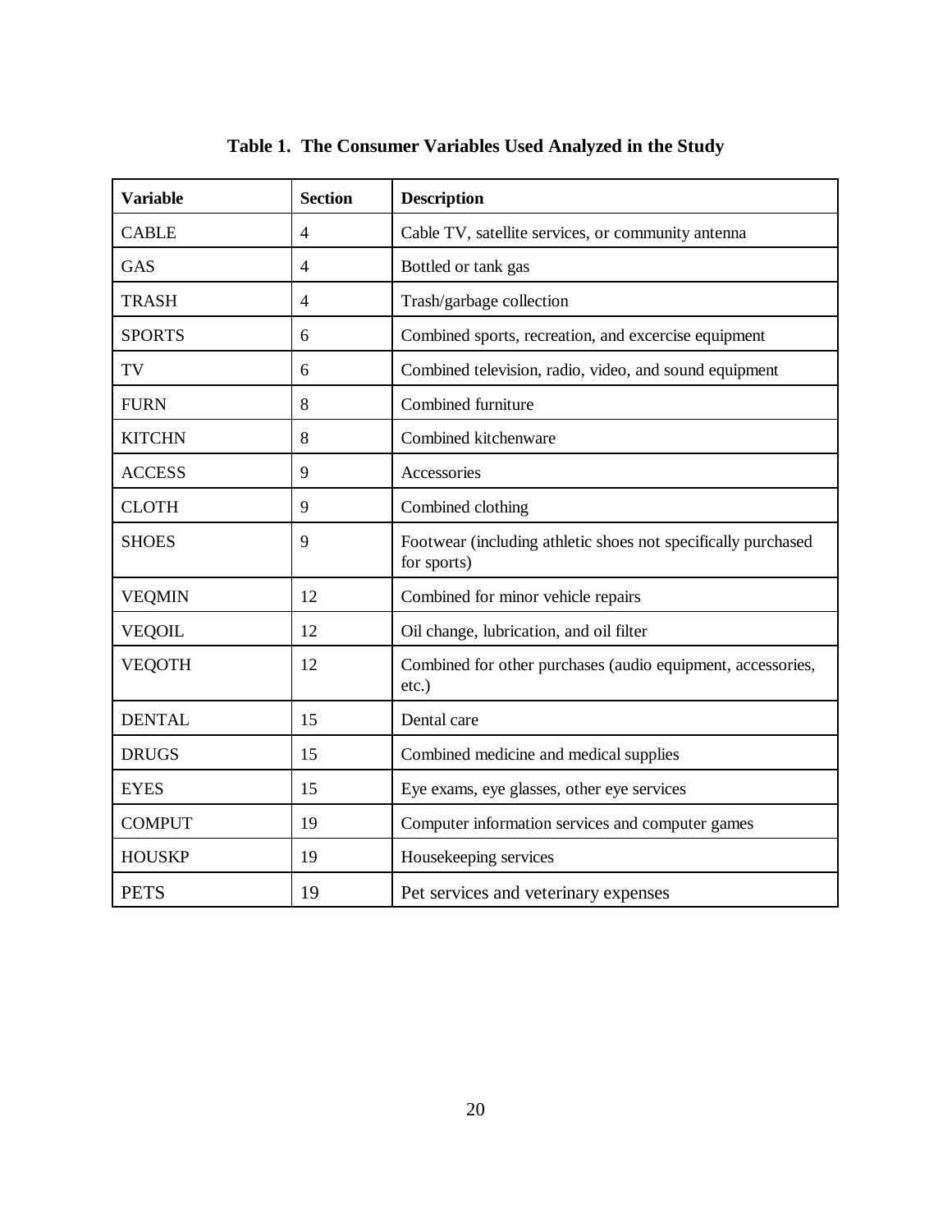**Table 1. The Consumer Variables Used Analyzed in the Study**

| Variable | Section | Description |
|---|---|---|
| CABLE | 4 | Cable TV, satellite services, or community antenna |
| GAS | 4 | Bottled or tank gas |
| TRASH | 4 | Trash/garbage collection |
| SPORTS | 6 | Combined sports, recreation, and excercise equipment |
| TV | 6 | Combined television, radio, video, and sound equipment |
| FURN | 8 | Combined furniture |
| KITCHN | 8 | Combined kitchenware |
| ACCESS | 9 | Accessories |
| CLOTH | 9 | Combined clothing |
| SHOES | 9 | Footwear (including athletic shoes not specifically purchased for sports) |
| VEQMIN | 12 | Combined for minor vehicle repairs |
| VEQOIL | 12 | Oil change, lubrication, and oil filter |
| VEQOTH | 12 | Combined for other purchases (audio equipment, accessories, etc.) |
| DENTAL | 15 | Dental care |
| DRUGS | 15 | Combined medicine and medical supplies |
| EYES | 15 | Eye exams, eye glasses, other eye services |
| COMPUT | 19 | Computer information services and computer games |
| HOUSKP | 19 | Housekeeping services |
| PETS | 19 | Pet services and veterinary expenses |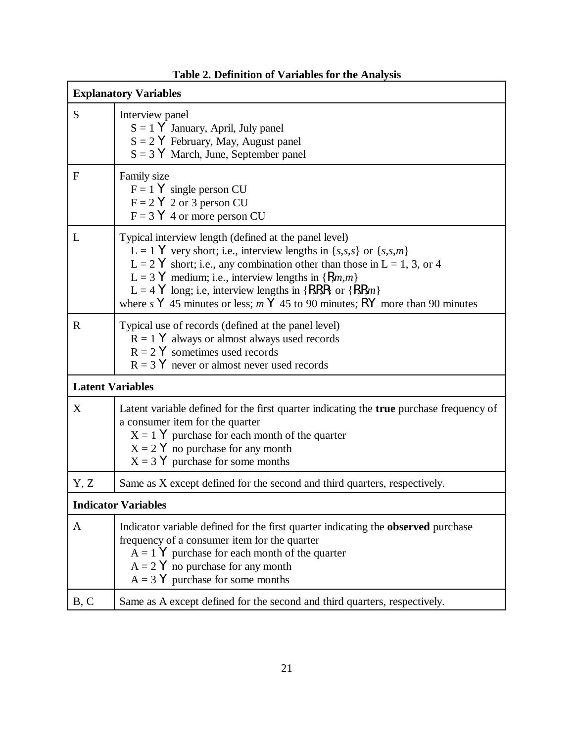**Table 2. Definition of Variables for the Analysis**

| **Explanatory Variables** | |
|---|---|
| S | Interview panel<br>S = 1 Y January, April, July panel<br>S = 2 Y February, May, August panel<br>S = 3 Y March, June, September panel |
| F | Family size<br>F = 1 Y single person CU<br>F = 2 Y 2 or 3 person CU<br>F = 3 Y 4 or more person CU |
| L | Typical interview length (defined at the panel level)<br>L = 1 Y very short; i.e., interview lengths in {*s*,*s*,*s*} or {*s*,*s*,*m*}<br>L = 2 Y short; i.e., any combination other than those in L = 1, 3, or 4<br>L = 3 Y medium; i.e., interview lengths in {R,*m*,*m*}<br>L = 4 Y long; i.e, interview lengths in {R,R,R} or {R,R,*m*}<br>where *s* Y 45 minutes or less; *m* Y 45 to 90 minutes; R Y more than 90 minutes |
| R | Typical use of records (defined at the panel level)<br>R = 1 Y always or almost always used records<br>R = 2 Y sometimes used records<br>R = 3 Y never or almost never used records |
| **Latent Variables** | |
| X | Latent variable defined for the first quarter indicating the **true** purchase frequency of a consumer item for the quarter<br>X = 1 Y purchase for each month of the quarter<br>X = 2 Y no purchase for any month<br>X = 3 Y purchase for some months |
| Y, Z | Same as X except defined for the second and third quarters, respectively. |
| **Indicator Variables** | |
| A | Indicator variable defined for the first quarter indicating the **observed** purchase frequency of a consumer item for the quarter<br>A = 1 Y purchase for each month of the quarter<br>A = 2 Y no purchase for any month<br>A = 3 Y purchase for some months |
| B, C | Same as A except defined for the second and third quarters, respectively. |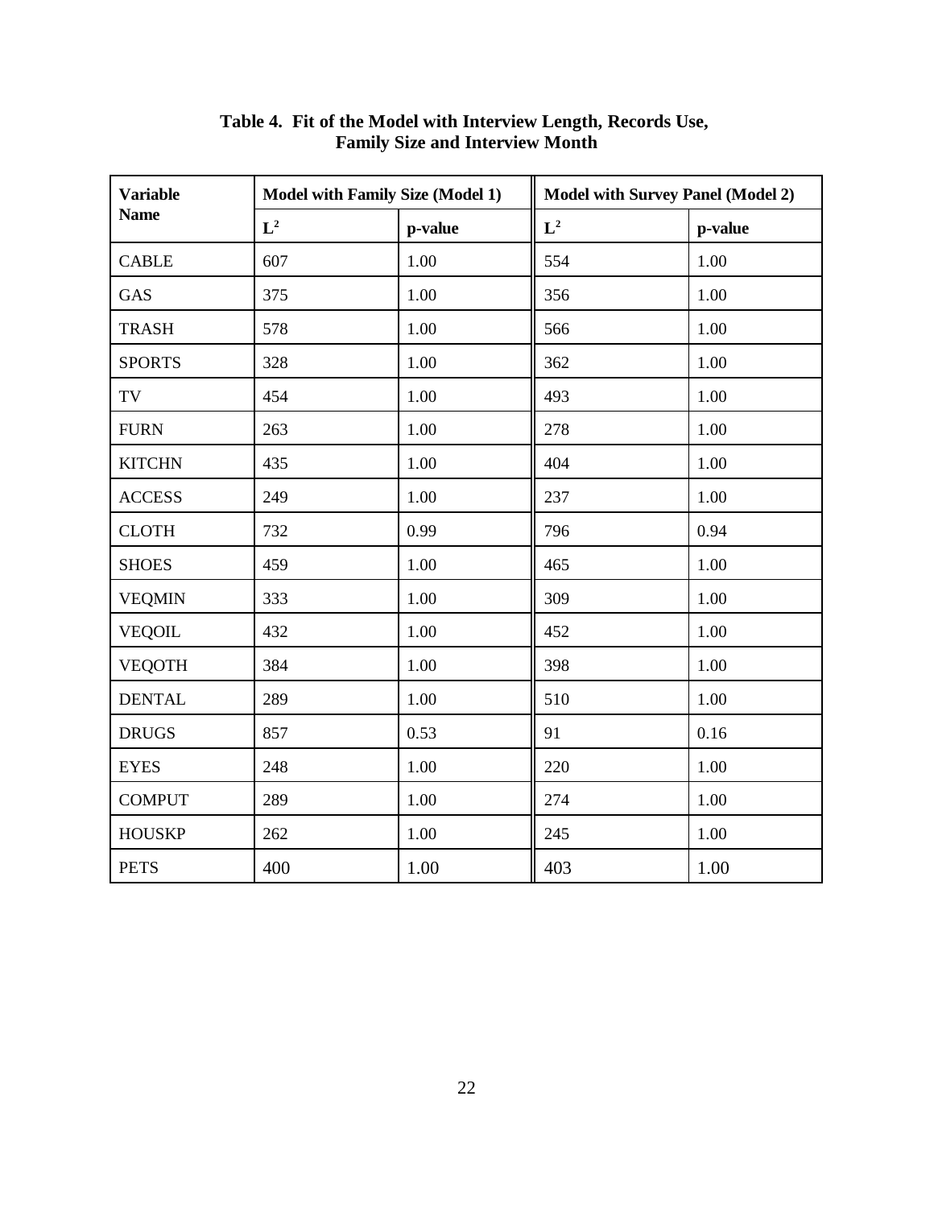**Table 4. Fit of the Model with Interview Length, Records Use, Family Size and Interview Month**

| Variable Name | Model with Family Size (Model 1) | | Model with Survey Panel (Model 2) | |
|---|---|---|---|---|
| | $L^2$ | p-value | $L^2$ | p-value |
| CABLE | 607 | 1.00 | 554 | 1.00 |
| GAS | 375 | 1.00 | 356 | 1.00 |
| TRASH | 578 | 1.00 | 566 | 1.00 |
| SPORTS | 328 | 1.00 | 362 | 1.00 |
| TV | 454 | 1.00 | 493 | 1.00 |
| FURN | 263 | 1.00 | 278 | 1.00 |
| KITCHN | 435 | 1.00 | 404 | 1.00 |
| ACCESS | 249 | 1.00 | 237 | 1.00 |
| CLOTH | 732 | 0.99 | 796 | 0.94 |
| SHOES | 459 | 1.00 | 465 | 1.00 |
| VEQMIN | 333 | 1.00 | 309 | 1.00 |
| VEQOIL | 432 | 1.00 | 452 | 1.00 |
| VEQOTH | 384 | 1.00 | 398 | 1.00 |
| DENTAL | 289 | 1.00 | 510 | 1.00 |
| DRUGS | 857 | 0.53 | 91 | 0.16 |
| EYES | 248 | 1.00 | 220 | 1.00 |
| COMPUT | 289 | 1.00 | 274 | 1.00 |
| HOUSKP | 262 | 1.00 | 245 | 1.00 |
| PETS | 400 | 1.00 | 403 | 1.00 |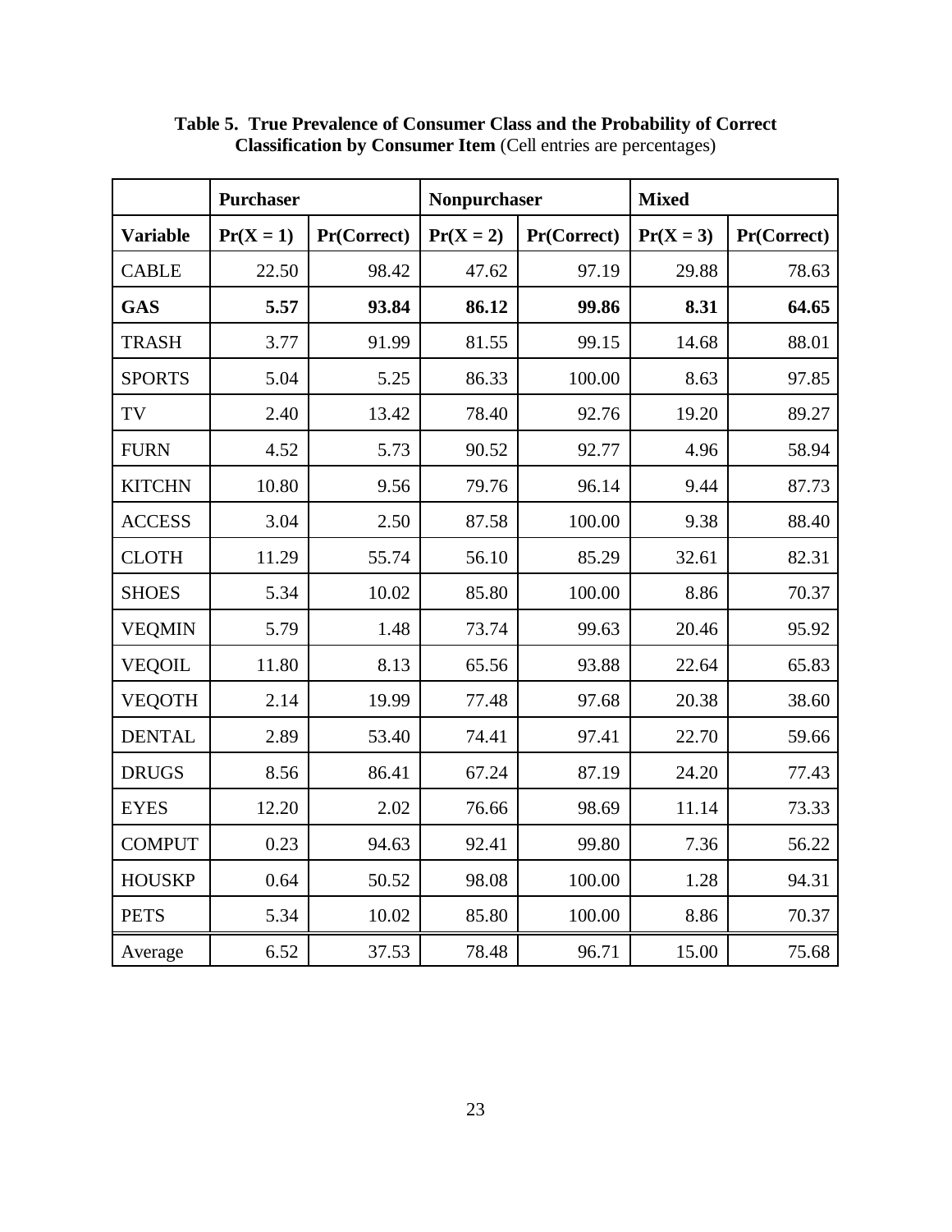**Table 5. True Prevalence of Consumer Class and the Probability of Correct Classification by Consumer Item** (Cell entries are percentages)

| | **Purchaser** | | **Nonpurchaser** | | **Mixed** | |
|---|---|---|---|---|---|---|
| **Variable** | **Pr(X = 1)** | **Pr(Correct)** | **Pr(X = 2)** | **Pr(Correct)** | **Pr(X = 3)** | **Pr(Correct)** |
| CABLE | 22.50 | 98.42 | 47.62 | 97.19 | 29.88 | 78.63 |
| **GAS** | **5.57** | **93.84** | **86.12** | **99.86** | **8.31** | **64.65** |
| TRASH | 3.77 | 91.99 | 81.55 | 99.15 | 14.68 | 88.01 |
| SPORTS | 5.04 | 5.25 | 86.33 | 100.00 | 8.63 | 97.85 |
| TV | 2.40 | 13.42 | 78.40 | 92.76 | 19.20 | 89.27 |
| FURN | 4.52 | 5.73 | 90.52 | 92.77 | 4.96 | 58.94 |
| KITCHN | 10.80 | 9.56 | 79.76 | 96.14 | 9.44 | 87.73 |
| ACCESS | 3.04 | 2.50 | 87.58 | 100.00 | 9.38 | 88.40 |
| CLOTH | 11.29 | 55.74 | 56.10 | 85.29 | 32.61 | 82.31 |
| SHOES | 5.34 | 10.02 | 85.80 | 100.00 | 8.86 | 70.37 |
| VEQMIN | 5.79 | 1.48 | 73.74 | 99.63 | 20.46 | 95.92 |
| VEQOIL | 11.80 | 8.13 | 65.56 | 93.88 | 22.64 | 65.83 |
| VEQOTH | 2.14 | 19.99 | 77.48 | 97.68 | 20.38 | 38.60 |
| DENTAL | 2.89 | 53.40 | 74.41 | 97.41 | 22.70 | 59.66 |
| DRUGS | 8.56 | 86.41 | 67.24 | 87.19 | 24.20 | 77.43 |
| EYES | 12.20 | 2.02 | 76.66 | 98.69 | 11.14 | 73.33 |
| COMPUT | 0.23 | 94.63 | 92.41 | 99.80 | 7.36 | 56.22 |
| HOUSKP | 0.64 | 50.52 | 98.08 | 100.00 | 1.28 | 94.31 |
| PETS | 5.34 | 10.02 | 85.80 | 100.00 | 8.86 | 70.37 |
| Average | 6.52 | 37.53 | 78.48 | 96.71 | 15.00 | 75.68 |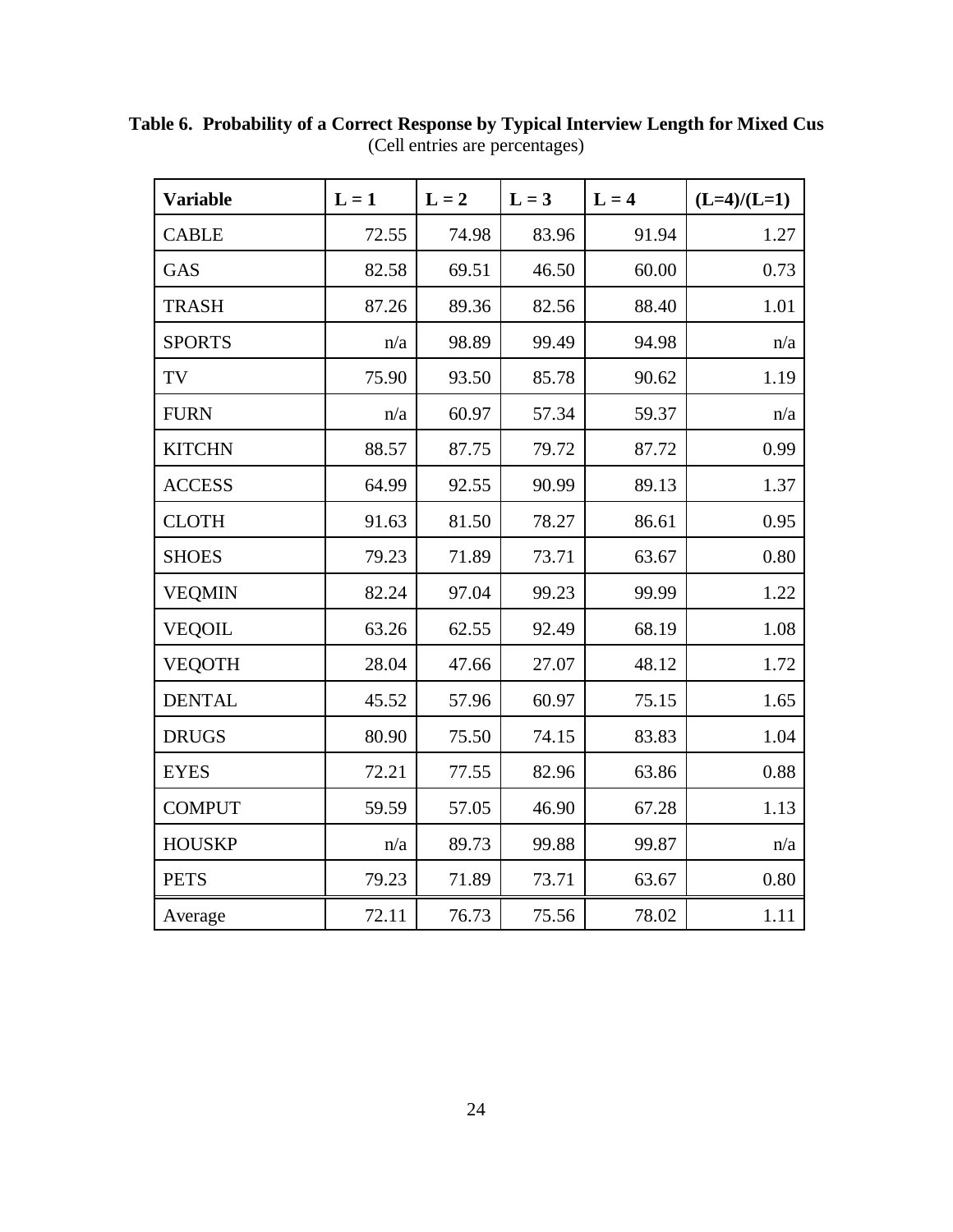**Table 6. Probability of a Correct Response by Typical Interview Length for Mixed Cus**
(Cell entries are percentages)

| Variable | L = 1 | L = 2 | L = 3 | L = 4 | (L=4)/(L=1) |
|---|---|---|---|---|---|
| CABLE | 72.55 | 74.98 | 83.96 | 91.94 | 1.27 |
| GAS | 82.58 | 69.51 | 46.50 | 60.00 | 0.73 |
| TRASH | 87.26 | 89.36 | 82.56 | 88.40 | 1.01 |
| SPORTS | n/a | 98.89 | 99.49 | 94.98 | n/a |
| TV | 75.90 | 93.50 | 85.78 | 90.62 | 1.19 |
| FURN | n/a | 60.97 | 57.34 | 59.37 | n/a |
| KITCHN | 88.57 | 87.75 | 79.72 | 87.72 | 0.99 |
| ACCESS | 64.99 | 92.55 | 90.99 | 89.13 | 1.37 |
| CLOTH | 91.63 | 81.50 | 78.27 | 86.61 | 0.95 |
| SHOES | 79.23 | 71.89 | 73.71 | 63.67 | 0.80 |
| VEQMIN | 82.24 | 97.04 | 99.23 | 99.99 | 1.22 |
| VEQOIL | 63.26 | 62.55 | 92.49 | 68.19 | 1.08 |
| VEQOTH | 28.04 | 47.66 | 27.07 | 48.12 | 1.72 |
| DENTAL | 45.52 | 57.96 | 60.97 | 75.15 | 1.65 |
| DRUGS | 80.90 | 75.50 | 74.15 | 83.83 | 1.04 |
| EYES | 72.21 | 77.55 | 82.96 | 63.86 | 0.88 |
| COMPUT | 59.59 | 57.05 | 46.90 | 67.28 | 1.13 |
| HOUSKP | n/a | 89.73 | 99.88 | 99.87 | n/a |
| PETS | 79.23 | 71.89 | 73.71 | 63.67 | 0.80 |
| Average | 72.11 | 76.73 | 75.56 | 78.02 | 1.11 |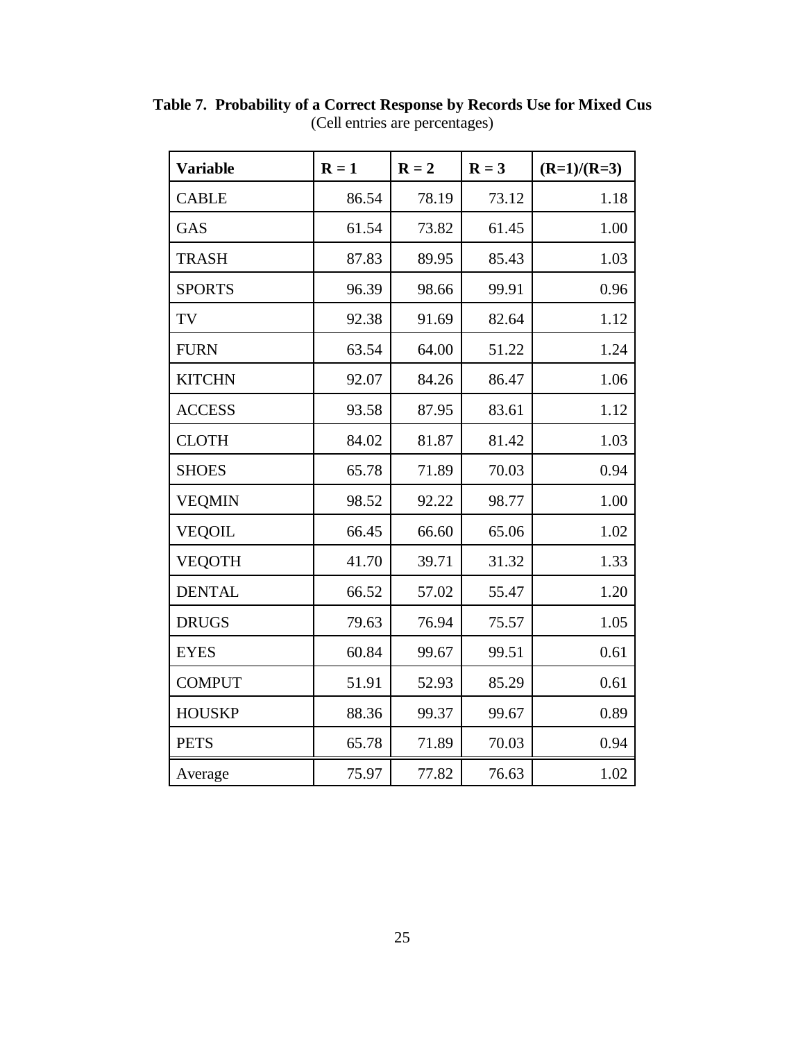**Table 7. Probability of a Correct Response by Records Use for Mixed Cus**
(Cell entries are percentages)

| Variable | R = 1 | R = 2 | R = 3 | (R=1)/(R=3) |
|---|---|---|---|---|
| CABLE | 86.54 | 78.19 | 73.12 | 1.18 |
| GAS | 61.54 | 73.82 | 61.45 | 1.00 |
| TRASH | 87.83 | 89.95 | 85.43 | 1.03 |
| SPORTS | 96.39 | 98.66 | 99.91 | 0.96 |
| TV | 92.38 | 91.69 | 82.64 | 1.12 |
| FURN | 63.54 | 64.00 | 51.22 | 1.24 |
| KITCHN | 92.07 | 84.26 | 86.47 | 1.06 |
| ACCESS | 93.58 | 87.95 | 83.61 | 1.12 |
| CLOTH | 84.02 | 81.87 | 81.42 | 1.03 |
| SHOES | 65.78 | 71.89 | 70.03 | 0.94 |
| VEQMIN | 98.52 | 92.22 | 98.77 | 1.00 |
| VEQOIL | 66.45 | 66.60 | 65.06 | 1.02 |
| VEQOTH | 41.70 | 39.71 | 31.32 | 1.33 |
| DENTAL | 66.52 | 57.02 | 55.47 | 1.20 |
| DRUGS | 79.63 | 76.94 | 75.57 | 1.05 |
| EYES | 60.84 | 99.67 | 99.51 | 0.61 |
| COMPUT | 51.91 | 52.93 | 85.29 | 0.61 |
| HOUSKP | 88.36 | 99.37 | 99.67 | 0.89 |
| PETS | 65.78 | 71.89 | 70.03 | 0.94 |
| Average | 75.97 | 77.82 | 76.63 | 1.02 |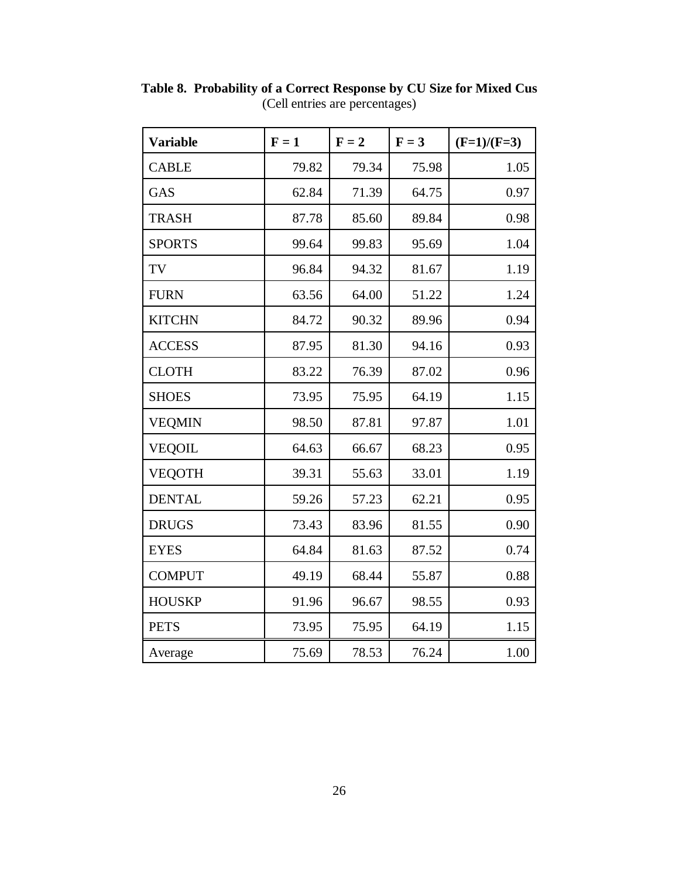**Table 8. Probability of a Correct Response by CU Size for Mixed Cus**
(Cell entries are percentages)

| Variable | F = 1 | F = 2 | F = 3 | (F=1)/(F=3) |
|---|---|---|---|---|
| CABLE | 79.82 | 79.34 | 75.98 | 1.05 |
| GAS | 62.84 | 71.39 | 64.75 | 0.97 |
| TRASH | 87.78 | 85.60 | 89.84 | 0.98 |
| SPORTS | 99.64 | 99.83 | 95.69 | 1.04 |
| TV | 96.84 | 94.32 | 81.67 | 1.19 |
| FURN | 63.56 | 64.00 | 51.22 | 1.24 |
| KITCHN | 84.72 | 90.32 | 89.96 | 0.94 |
| ACCESS | 87.95 | 81.30 | 94.16 | 0.93 |
| CLOTH | 83.22 | 76.39 | 87.02 | 0.96 |
| SHOES | 73.95 | 75.95 | 64.19 | 1.15 |
| VEQMIN | 98.50 | 87.81 | 97.87 | 1.01 |
| VEQOIL | 64.63 | 66.67 | 68.23 | 0.95 |
| VEQOTH | 39.31 | 55.63 | 33.01 | 1.19 |
| DENTAL | 59.26 | 57.23 | 62.21 | 0.95 |
| DRUGS | 73.43 | 83.96 | 81.55 | 0.90 |
| EYES | 64.84 | 81.63 | 87.52 | 0.74 |
| COMPUT | 49.19 | 68.44 | 55.87 | 0.88 |
| HOUSKP | 91.96 | 96.67 | 98.55 | 0.93 |
| PETS | 73.95 | 75.95 | 64.19 | 1.15 |
| Average | 75.69 | 78.53 | 76.24 | 1.00 |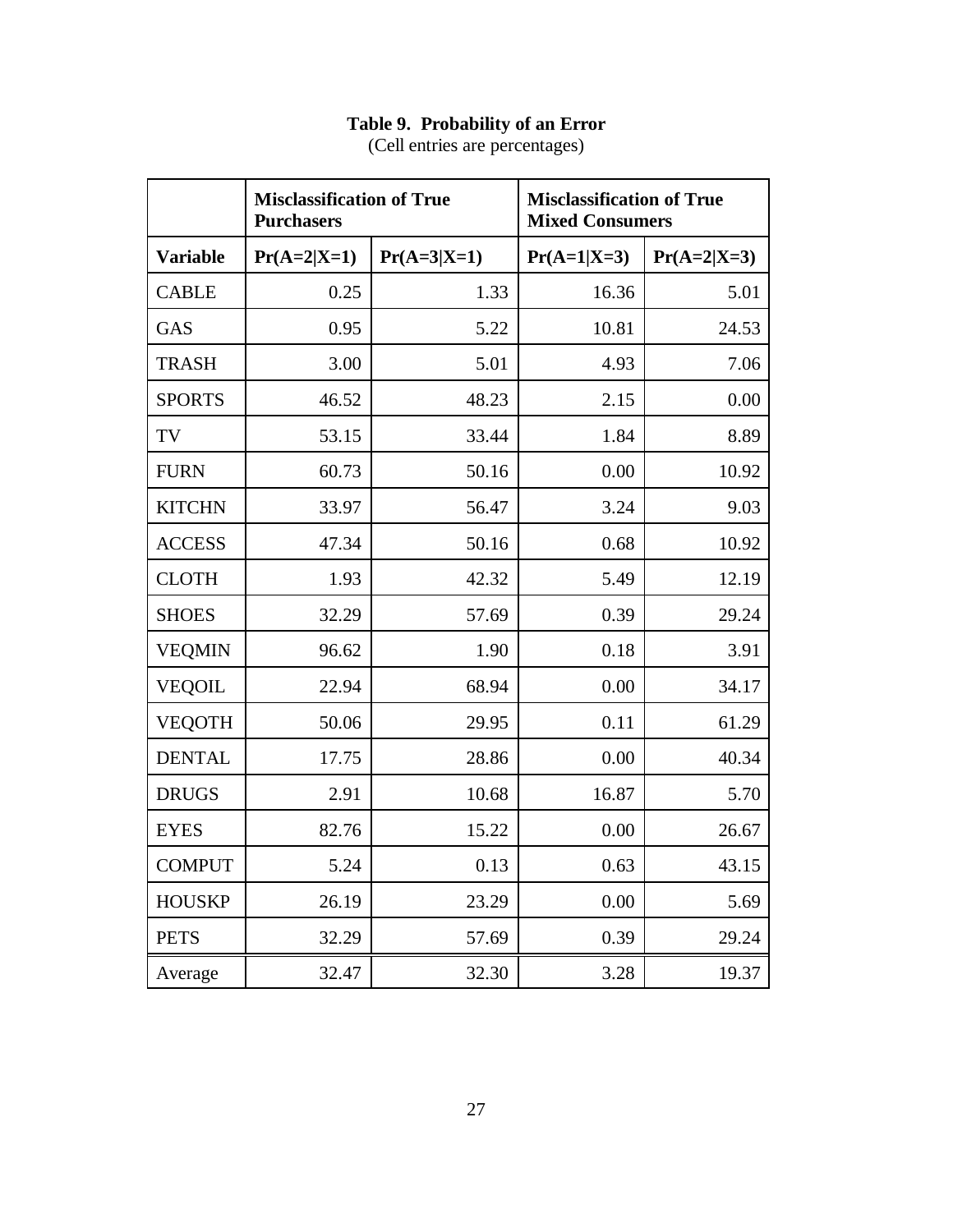**Table 9. Probability of an Error**
(Cell entries are percentages)

| | Misclassification of True Purchasers | | Misclassification of True Mixed Consumers | |
|---|---|---|---|---|
| **Variable** | **Pr(A=2\|X=1)** | **Pr(A=3\|X=1)** | **Pr(A=1\|X=3)** | **Pr(A=2\|X=3)** |
| CABLE | 0.25 | 1.33 | 16.36 | 5.01 |
| GAS | 0.95 | 5.22 | 10.81 | 24.53 |
| TRASH | 3.00 | 5.01 | 4.93 | 7.06 |
| SPORTS | 46.52 | 48.23 | 2.15 | 0.00 |
| TV | 53.15 | 33.44 | 1.84 | 8.89 |
| FURN | 60.73 | 50.16 | 0.00 | 10.92 |
| KITCHN | 33.97 | 56.47 | 3.24 | 9.03 |
| ACCESS | 47.34 | 50.16 | 0.68 | 10.92 |
| CLOTH | 1.93 | 42.32 | 5.49 | 12.19 |
| SHOES | 32.29 | 57.69 | 0.39 | 29.24 |
| VEQMIN | 96.62 | 1.90 | 0.18 | 3.91 |
| VEQOIL | 22.94 | 68.94 | 0.00 | 34.17 |
| VEQOTH | 50.06 | 29.95 | 0.11 | 61.29 |
| DENTAL | 17.75 | 28.86 | 0.00 | 40.34 |
| DRUGS | 2.91 | 10.68 | 16.87 | 5.70 |
| EYES | 82.76 | 15.22 | 0.00 | 26.67 |
| COMPUT | 5.24 | 0.13 | 0.63 | 43.15 |
| HOUSKP | 26.19 | 23.29 | 0.00 | 5.69 |
| PETS | 32.29 | 57.69 | 0.39 | 29.24 |
| Average | 32.47 | 32.30 | 3.28 | 19.37 |